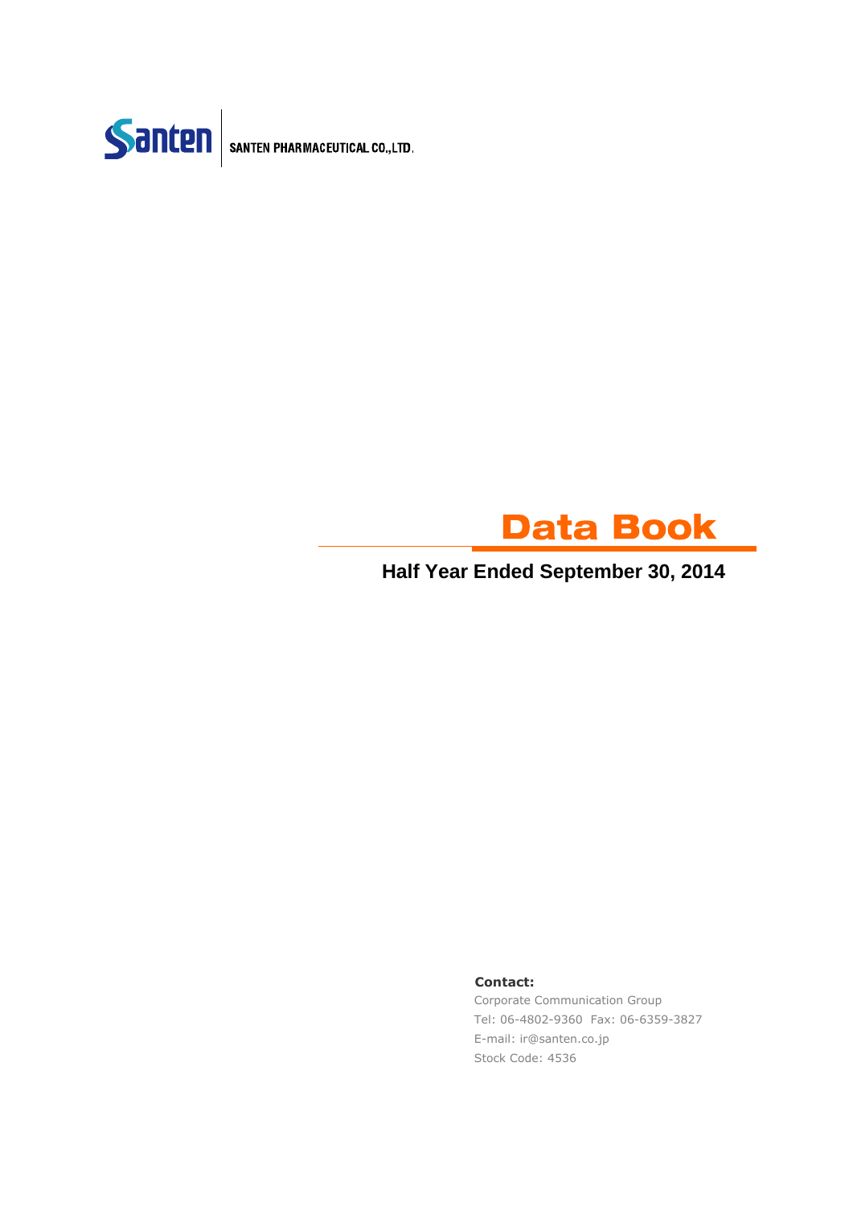Santen

SANTEN PHARMACEUTICAL CO.,LTD.

# Data Book

## Half Year Ended September 30, 2014

**Contact:**

Corporate Communication Group

Tel: 06-4802-9360 Fax: 06-6359-3827

E-mail: ir@santen.co.jp

Stock Code: 4536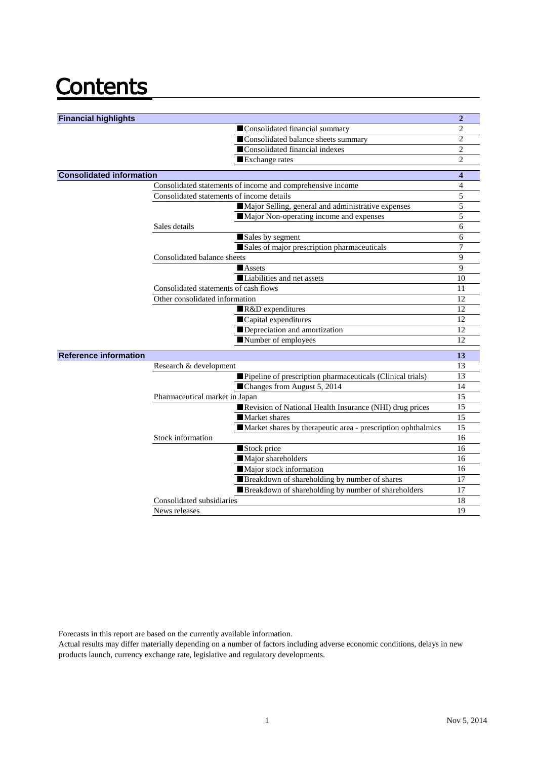# Contents

| Section | Item | Sub-item | Page |
|---|---|---|---|
| **Financial highlights** | | | **2** |
| | | ■Consolidated financial summary | 2 |
| | | ■Consolidated balance sheets summary | 2 |
| | | ■Consolidated financial indexes | 2 |
| | | ■Exchange rates | 2 |
| **Consolidated information** | | | **4** |
| | Consolidated statements of income and comprehensive income | | 4 |
| | Consolidated statements of income details | | 5 |
| | | ■Major Selling, general and administrative expenses | 5 |
| | | ■Major Non-operating income and expenses | 5 |
| | Sales details | | 6 |
| | | ■Sales by segment | 6 |
| | | ■Sales of major prescription pharmaceuticals | 7 |
| | Consolidated balance sheets | | 9 |
| | | ■Assets | 9 |
| | | ■Liabilities and net assets | 10 |
| | Consolidated statements of cash flows | | 11 |
| | Other consolidated information | | 12 |
| | | ■R&D expenditures | 12 |
| | | ■Capital expenditures | 12 |
| | | ■Depreciation and amortization | 12 |
| | | ■Number of employees | 12 |
| **Reference information** | | | **13** |
| | Research & development | | 13 |
| | | ■Pipeline of prescription pharmaceuticals (Clinical trials) | 13 |
| | | ■Changes from August 5, 2014 | 14 |
| | Pharmaceutical market in Japan | | 15 |
| | | ■Revision of National Health Insurance (NHI) drug prices | 15 |
| | | ■Market shares | 15 |
| | | ■Market shares by therapeutic area - prescription ophthalmics | 15 |
| | Stock information | | 16 |
| | | ■Stock price | 16 |
| | | ■Major shareholders | 16 |
| | | ■Major stock information | 16 |
| | | ■Breakdown of shareholding by number of shares | 17 |
| | | ■Breakdown of shareholding by number of shareholders | 17 |
| | Consolidated subsidiaries | | 18 |
| | News releases | | 19 |

Forecasts in this report are based on the currently available information.
Actual results may differ materially depending on a number of factors including adverse economic conditions, delays in new products launch, currency exchange rate, legislative and regulatory developments.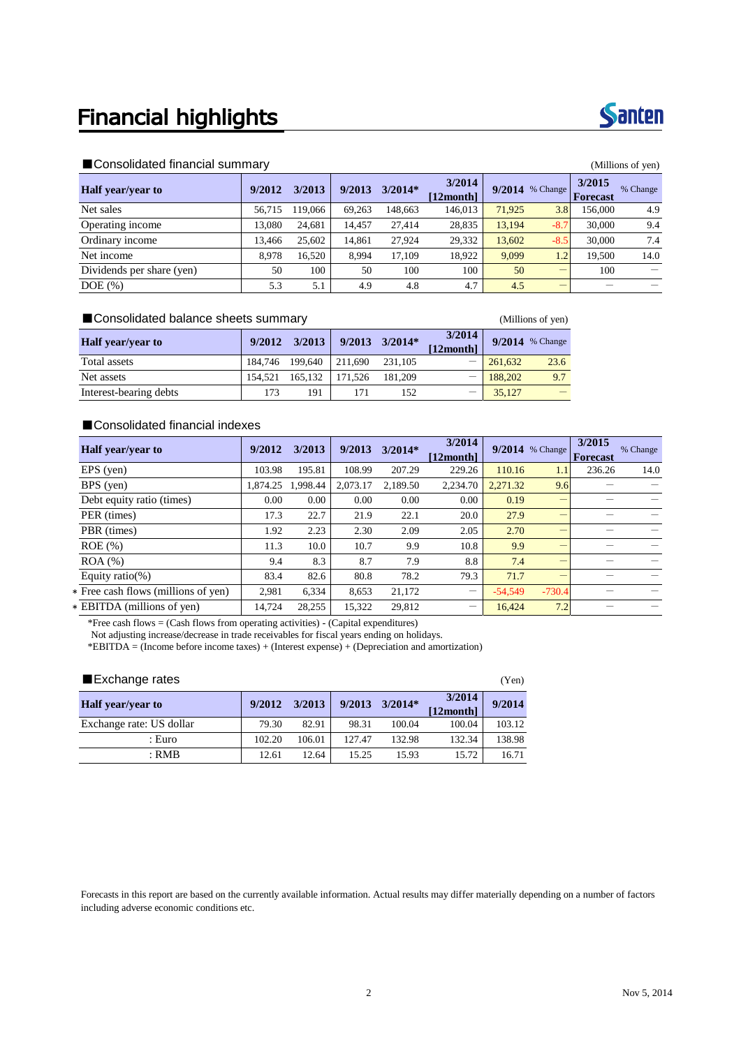# Financial highlights

Santen

## ■Consolidated financial summary

(Millions of yen)

| Half year/year to | 9/2012 | 3/2013 | 9/2013 | 3/2014* | 3/2014 [12month] | 9/2014 | % Change | 3/2015 Forecast | % Change |
|---|---|---|---|---|---|---|---|---|---|
| Net sales | 56,715 | 119,066 | 69,263 | 148,663 | 146,013 | 71,925 | 3.8 | 156,000 | 4.9 |
| Operating income | 13,080 | 24,681 | 14,457 | 27,414 | 28,835 | 13,194 | -8.7 | 30,000 | 9.4 |
| Ordinary income | 13,466 | 25,602 | 14,861 | 27,924 | 29,332 | 13,602 | -8.5 | 30,000 | 7.4 |
| Net income | 8,978 | 16,520 | 8,994 | 17,109 | 18,922 | 9,099 | 1.2 | 19,500 | 14.0 |
| Dividends per share (yen) | 50 | 100 | 50 | 100 | 100 | 50 | ― | 100 | ― |
| DOE (%) | 5.3 | 5.1 | 4.9 | 4.8 | 4.7 | 4.5 | ― | ― | ― |

## ■Consolidated balance sheets summary

(Millions of yen)

| Half year/year to | 9/2012 | 3/2013 | 9/2013 | 3/2014* | 3/2014 [12month] | 9/2014 | % Change |
|---|---|---|---|---|---|---|---|
| Total assets | 184,746 | 199,640 | 211,690 | 231,105 | ― | 261,632 | 23.6 |
| Net assets | 154,521 | 165,132 | 171,526 | 181,209 | ― | 188,202 | 9.7 |
| Interest-bearing debts | 173 | 191 | 171 | 152 | ― | 35,127 | ― |

## ■Consolidated financial indexes

| Half year/year to | 9/2012 | 3/2013 | 9/2013 | 3/2014* | 3/2014 [12month] | 9/2014 | % Change | 3/2015 Forecast | % Change |
|---|---|---|---|---|---|---|---|---|---|
| EPS (yen) | 103.98 | 195.81 | 108.99 | 207.29 | 229.26 | 110.16 | 1.1 | 236.26 | 14.0 |
| BPS (yen) | 1,874.25 | 1,998.44 | 2,073.17 | 2,189.50 | 2,234.70 | 2,271.32 | 9.6 | ― | ― |
| Debt equity ratio (times) | 0.00 | 0.00 | 0.00 | 0.00 | 0.00 | 0.19 | ― | ― | ― |
| PER (times) | 17.3 | 22.7 | 21.9 | 22.1 | 20.0 | 27.9 | ― | ― | ― |
| PBR (times) | 1.92 | 2.23 | 2.30 | 2.09 | 2.05 | 2.70 | ― | ― | ― |
| ROE (%) | 11.3 | 10.0 | 10.7 | 9.9 | 10.8 | 9.9 | ― | ― | ― |
| ROA (%) | 9.4 | 8.3 | 8.7 | 7.9 | 8.8 | 7.4 | ― | ― | ― |
| Equity ratio(%) | 83.4 | 82.6 | 80.8 | 78.2 | 79.3 | 71.7 | ― | ― | ― |
| * Free cash flows (millions of yen) | 2,981 | 6,334 | 8,653 | 21,172 | ― | -54,549 | -730.4 | ― | ― |
| * EBITDA (millions of yen) | 14,724 | 28,255 | 15,322 | 29,812 | ― | 16,424 | 7.2 | ― | ― |

*Free cash flows = (Cash flows from operating activities) - (Capital expenditures)
Not adjusting increase/decrease in trade receivables for fiscal years ending on holidays.
*EBITDA = (Income before income taxes) + (Interest expense) + (Depreciation and amortization)

## ■Exchange rates

(Yen)

| Half year/year to | 9/2012 | 3/2013 | 9/2013 | 3/2014* | 3/2014 [12month] | 9/2014 |
|---|---|---|---|---|---|---|
| Exchange rate: US dollar | 79.30 | 82.91 | 98.31 | 100.04 | 100.04 | 103.12 |
| : Euro | 102.20 | 106.01 | 127.47 | 132.98 | 132.34 | 138.98 |
| : RMB | 12.61 | 12.64 | 15.25 | 15.93 | 15.72 | 16.71 |

Forecasts in this report are based on the currently available information. Actual results may differ materially depending on a number of factors including adverse economic conditions etc.

Nov 5, 2014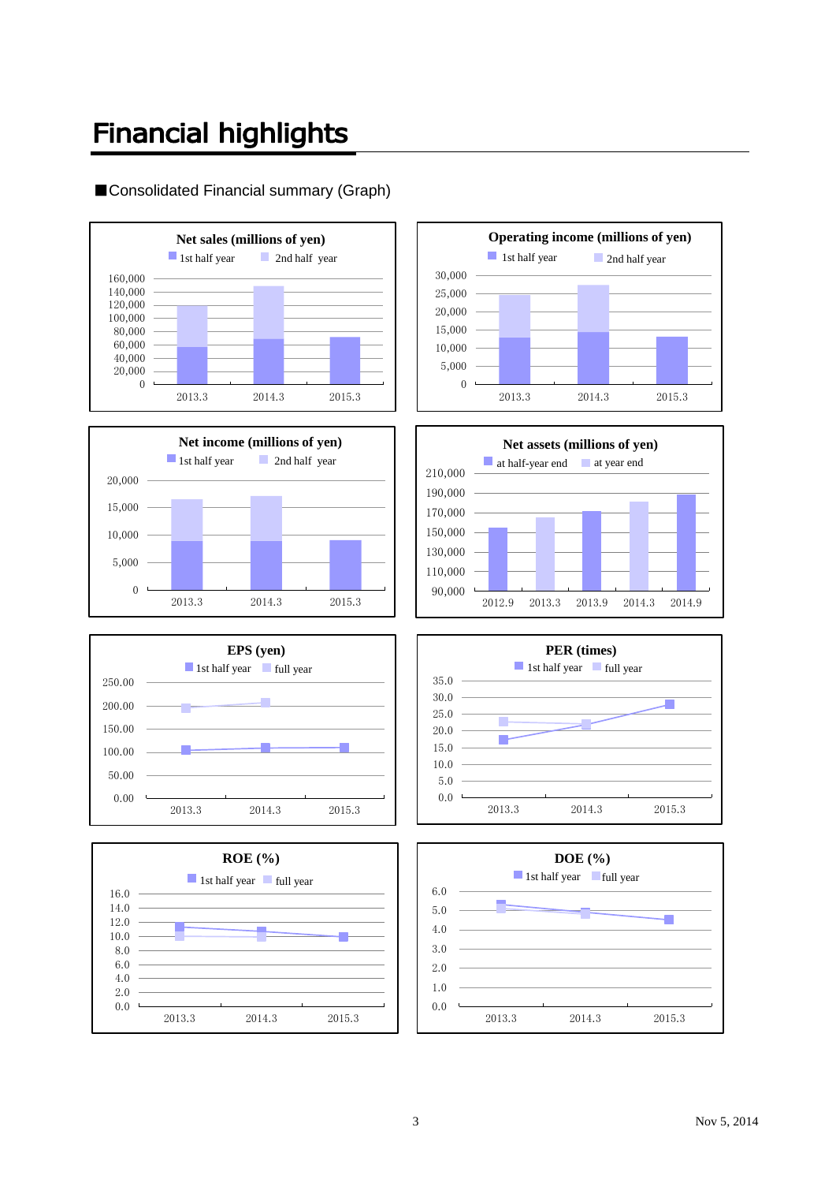# Financial highlights

■Consolidated Financial summary (Graph)

**Net sales (millions of yen)**

1st half year　2nd half year

160,000
140,000
120,000
100,000
80,000
60,000
40,000
20,000
0

2013.3　2014.3　2015.3

**Operating income (millions of yen)**

1st half year　2nd half year

30,000
25,000
20,000
15,000
10,000
5,000
0

2013.3　2014.3　2015.3

**Net income (millions of yen)**

1st half year　2nd half year

20,000
15,000
10,000
5,000
0

2013.3　2014.3　2015.3

**Net assets (millions of yen)**

at half-year end　at year end

210,000
190,000
170,000
150,000
130,000
110,000
90,000

2012.9　2013.3　2013.9　2014.3　2014.9

**EPS (yen)**

1st half year　full year

250.00
200.00
150.00
100.00
50.00
0.00

2013.3　2014.3　2015.3

**PER (times)**

1st half year　full year

35.0
30.0
25.0
20.0
15.0
10.0
5.0
0.0

2013.3　2014.3　2015.3

**ROE (%)**

1st half year　full year

16.0
14.0
12.0
10.0
8.0
6.0
4.0
2.0
0.0

2013.3　2014.3　2015.3

**DOE (%)**

1st half year　full year

6.0
5.0
4.0
3.0
2.0
1.0
0.0

2013.3　2014.3　2015.3

Nov 5, 2014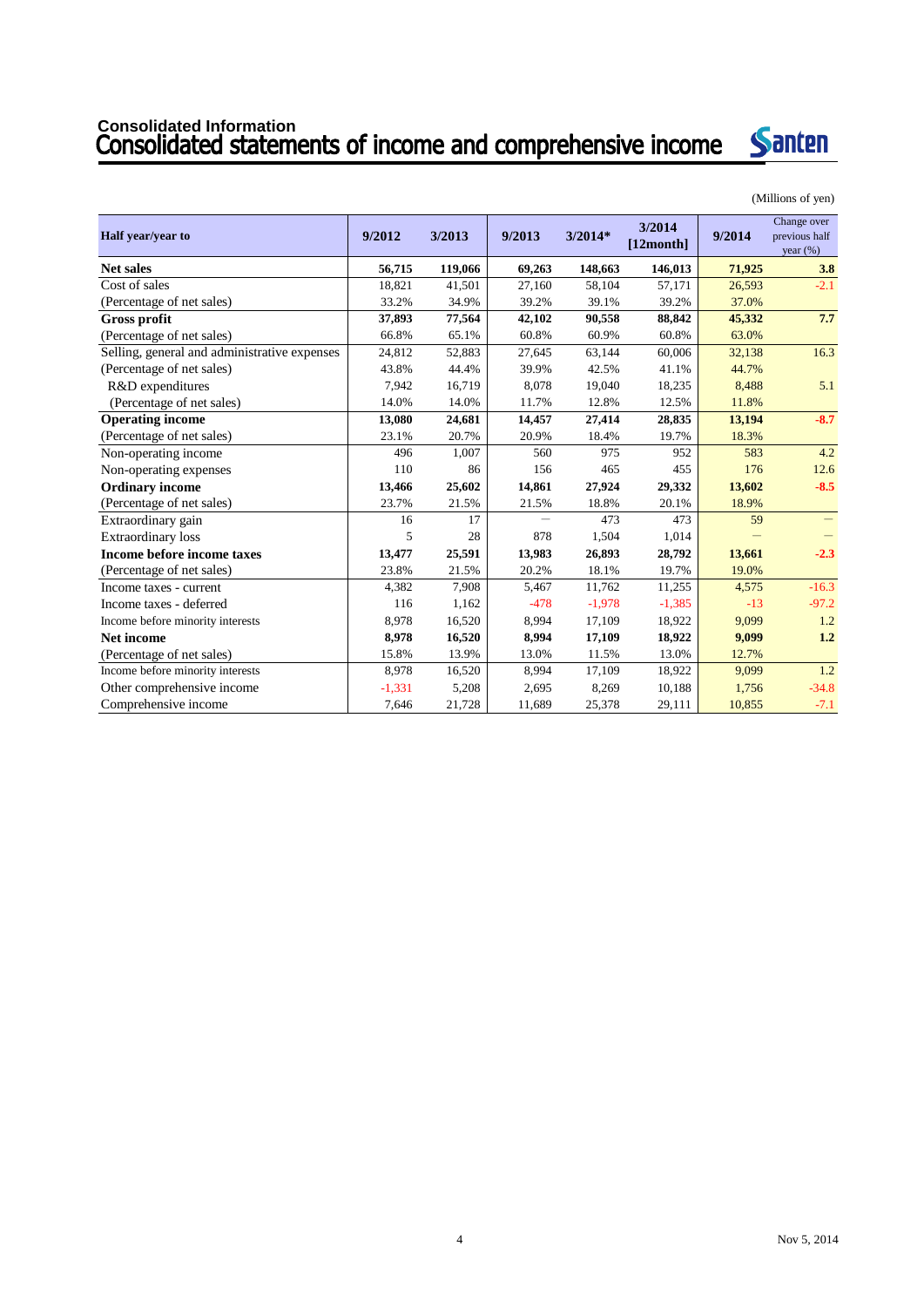# Consolidated Information

## Consolidated statements of income and comprehensive income

(Millions of yen)

| Half year/year to | 9/2012 | 3/2013 | 9/2013 | 3/2014* | 3/2014 [12month] | 9/2014 | Change over previous half year (%) |
|---|---|---|---|---|---|---|---|
| **Net sales** | **56,715** | **119,066** | **69,263** | **148,663** | **146,013** | **71,925** | **3.8** |
| Cost of sales | 18,821 | 41,501 | 27,160 | 58,104 | 57,171 | 26,593 | -2.1 |
| (Percentage of net sales) | 33.2% | 34.9% | 39.2% | 39.1% | 39.2% | 37.0% | |
| **Gross profit** | **37,893** | **77,564** | **42,102** | **90,558** | **88,842** | **45,332** | **7.7** |
| (Percentage of net sales) | 66.8% | 65.1% | 60.8% | 60.9% | 60.8% | 63.0% | |
| Selling, general and administrative expenses | 24,812 | 52,883 | 27,645 | 63,144 | 60,006 | 32,138 | 16.3 |
| (Percentage of net sales) | 43.8% | 44.4% | 39.9% | 42.5% | 41.1% | 44.7% | |
| R&D expenditures | 7,942 | 16,719 | 8,078 | 19,040 | 18,235 | 8,488 | 5.1 |
| (Percentage of net sales) | 14.0% | 14.0% | 11.7% | 12.8% | 12.5% | 11.8% | |
| **Operating income** | **13,080** | **24,681** | **14,457** | **27,414** | **28,835** | **13,194** | **-8.7** |
| (Percentage of net sales) | 23.1% | 20.7% | 20.9% | 18.4% | 19.7% | 18.3% | |
| Non-operating income | 496 | 1,007 | 560 | 975 | 952 | 583 | 4.2 |
| Non-operating expenses | 110 | 86 | 156 | 465 | 455 | 176 | 12.6 |
| **Ordinary income** | **13,466** | **25,602** | **14,861** | **27,924** | **29,332** | **13,602** | **-8.5** |
| (Percentage of net sales) | 23.7% | 21.5% | 21.5% | 18.8% | 20.1% | 18.9% | |
| Extraordinary gain | 16 | 17 | — | 473 | 473 | 59 | — |
| Extraordinary loss | 5 | 28 | 878 | 1,504 | 1,014 | — | — |
| **Income before income taxes** | **13,477** | **25,591** | **13,983** | **26,893** | **28,792** | **13,661** | **-2.3** |
| (Percentage of net sales) | 23.8% | 21.5% | 20.2% | 18.1% | 19.7% | 19.0% | |
| Income taxes - current | 4,382 | 7,908 | 5,467 | 11,762 | 11,255 | 4,575 | -16.3 |
| Income taxes - deferred | 116 | 1,162 | -478 | -1,978 | -1,385 | -13 | -97.2 |
| Income before minority interests | 8,978 | 16,520 | 8,994 | 17,109 | 18,922 | 9,099 | 1.2 |
| **Net income** | **8,978** | **16,520** | **8,994** | **17,109** | **18,922** | **9,099** | **1.2** |
| (Percentage of net sales) | 15.8% | 13.9% | 13.0% | 11.5% | 13.0% | 12.7% | |
| Income before minority interests | 8,978 | 16,520 | 8,994 | 17,109 | 18,922 | 9,099 | 1.2 |
| Other comprehensive income | -1,331 | 5,208 | 2,695 | 8,269 | 10,188 | 1,756 | -34.8 |
| Comprehensive income | 7,646 | 21,728 | 11,689 | 25,378 | 29,111 | 10,855 | -7.1 |

Nov 5, 2014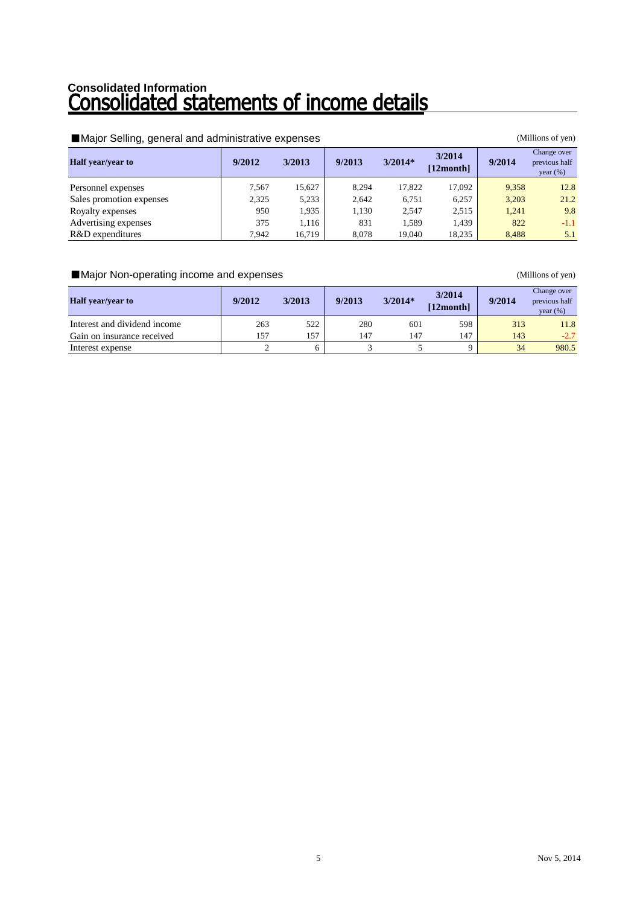Consolidated Information

# Consolidated statements of income details

## ■Major Selling, general and administrative expenses

(Millions of yen)

| Half year/year to | 9/2012 | 3/2013 | 9/2013 | 3/2014* | 3/2014 [12month] | 9/2014 | Change over previous half year (%) |
|---|---|---|---|---|---|---|---|
| Personnel expenses | 7,567 | 15,627 | 8,294 | 17,822 | 17,092 | 9,358 | 12.8 |
| Sales promotion expenses | 2,325 | 5,233 | 2,642 | 6,751 | 6,257 | 3,203 | 21.2 |
| Royalty expenses | 950 | 1,935 | 1,130 | 2,547 | 2,515 | 1,241 | 9.8 |
| Advertising expenses | 375 | 1,116 | 831 | 1,589 | 1,439 | 822 | -1.1 |
| R&D expenditures | 7,942 | 16,719 | 8,078 | 19,040 | 18,235 | 8,488 | 5.1 |

## ■Major Non-operating income and expenses

(Millions of yen)

| Half year/year to | 9/2012 | 3/2013 | 9/2013 | 3/2014* | 3/2014 [12month] | 9/2014 | Change over previous half year (%) |
|---|---|---|---|---|---|---|---|
| Interest and dividend income | 263 | 522 | 280 | 601 | 598 | 313 | 11.8 |
| Gain on insurance received | 157 | 157 | 147 | 147 | 147 | 143 | -2.7 |
| Interest expense | 2 | 6 | 3 | 5 | 9 | 34 | 980.5 |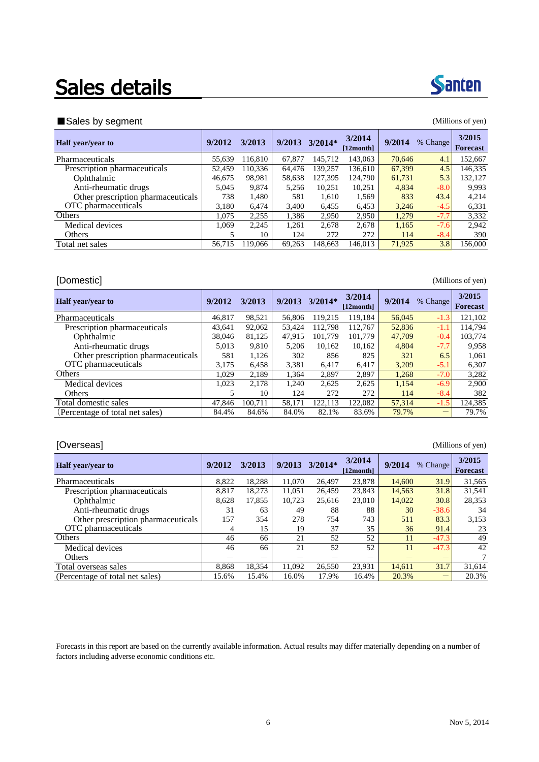# Sales details

Santen

■Sales by segment

(Millions of yen)

| Half year/year to | 9/2012 | 3/2013 | 9/2013 | 3/2014* | 3/2014 [12month] | 9/2014 | % Change | 3/2015 Forecast |
|---|---|---|---|---|---|---|---|---|
| Pharmaceuticals | 55,639 | 116,810 | 67,877 | 145,712 | 143,063 | 70,646 | 4.1 | 152,667 |
| Prescription pharmaceuticals | 52,459 | 110,336 | 64,476 | 139,257 | 136,610 | 67,399 | 4.5 | 146,335 |
| Ophthalmic | 46,675 | 98,981 | 58,638 | 127,395 | 124,790 | 61,731 | 5.3 | 132,127 |
| Anti-rheumatic drugs | 5,045 | 9,874 | 5,256 | 10,251 | 10,251 | 4,834 | -8.0 | 9,993 |
| Other prescription pharmaceuticals | 738 | 1,480 | 581 | 1,610 | 1,569 | 833 | 43.4 | 4,214 |
| OTC pharmaceuticals | 3,180 | 6,474 | 3,400 | 6,455 | 6,453 | 3,246 | -4.5 | 6,331 |
| Others | 1,075 | 2,255 | 1,386 | 2,950 | 2,950 | 1,279 | -7.7 | 3,332 |
| Medical devices | 1,069 | 2,245 | 1,261 | 2,678 | 2,678 | 1,165 | -7.6 | 2,942 |
| Others | 5 | 10 | 124 | 272 | 272 | 114 | -8.4 | 390 |
| Total net sales | 56,715 | 119,066 | 69,263 | 148,663 | 146,013 | 71,925 | 3.8 | 156,000 |

[Domestic]

(Millions of yen)

| Half year/year to | 9/2012 | 3/2013 | 9/2013 | 3/2014* | 3/2014 [12month] | 9/2014 | % Change | 3/2015 Forecast |
|---|---|---|---|---|---|---|---|---|
| Pharmaceuticals | 46,817 | 98,521 | 56,806 | 119,215 | 119,184 | 56,045 | -1.3 | 121,102 |
| Prescription pharmaceuticals | 43,641 | 92,062 | 53,424 | 112,798 | 112,767 | 52,836 | -1.1 | 114,794 |
| Ophthalmic | 38,046 | 81,125 | 47,915 | 101,779 | 101,779 | 47,709 | -0.4 | 103,774 |
| Anti-rheumatic drugs | 5,013 | 9,810 | 5,206 | 10,162 | 10,162 | 4,804 | -7.7 | 9,958 |
| Other prescription pharmaceuticals | 581 | 1,126 | 302 | 856 | 825 | 321 | 6.5 | 1,061 |
| OTC pharmaceuticals | 3,175 | 6,458 | 3,381 | 6,417 | 6,417 | 3,209 | -5.1 | 6,307 |
| Others | 1,029 | 2,189 | 1,364 | 2,897 | 2,897 | 1,268 | -7.0 | 3,282 |
| Medical devices | 1,023 | 2,178 | 1,240 | 2,625 | 2,625 | 1,154 | -6.9 | 2,900 |
| Others | 5 | 10 | 124 | 272 | 272 | 114 | -8.4 | 382 |
| Total domestic sales | 47,846 | 100,711 | 58,171 | 122,113 | 122,082 | 57,314 | -1.5 | 124,385 |
| (Percentage of total net sales) | 84.4% | 84.6% | 84.0% | 82.1% | 83.6% | 79.7% | ― | 79.7% |

[Overseas]

(Millions of yen)

| Half year/year to | 9/2012 | 3/2013 | 9/2013 | 3/2014* | 3/2014 [12month] | 9/2014 | % Change | 3/2015 Forecast |
|---|---|---|---|---|---|---|---|---|
| Pharmaceuticals | 8,822 | 18,288 | 11,070 | 26,497 | 23,878 | 14,600 | 31.9 | 31,565 |
| Prescription pharmaceuticals | 8,817 | 18,273 | 11,051 | 26,459 | 23,843 | 14,563 | 31.8 | 31,541 |
| Ophthalmic | 8,628 | 17,855 | 10,723 | 25,616 | 23,010 | 14,022 | 30.8 | 28,353 |
| Anti-rheumatic drugs | 31 | 63 | 49 | 88 | 88 | 30 | -38.6 | 34 |
| Other prescription pharmaceuticals | 157 | 354 | 278 | 754 | 743 | 511 | 83.3 | 3,153 |
| OTC pharmaceuticals | 4 | 15 | 19 | 37 | 35 | 36 | 91.4 | 23 |
| Others | 46 | 66 | 21 | 52 | 52 | 11 | -47.3 | 49 |
| Medical devices | 46 | 66 | 21 | 52 | 52 | 11 | -47.3 | 42 |
| Others | ― | ― | ― | ― | ― | ― | ― | 7 |
| Total overseas sales | 8,868 | 18,354 | 11,092 | 26,550 | 23,931 | 14,611 | 31.7 | 31,614 |
| (Percentage of total net sales) | 15.6% | 15.4% | 16.0% | 17.9% | 16.4% | 20.3% | ― | 20.3% |

Forecasts in this report are based on the currently available information. Actual results may differ materially depending on a number of factors including adverse economic conditions etc.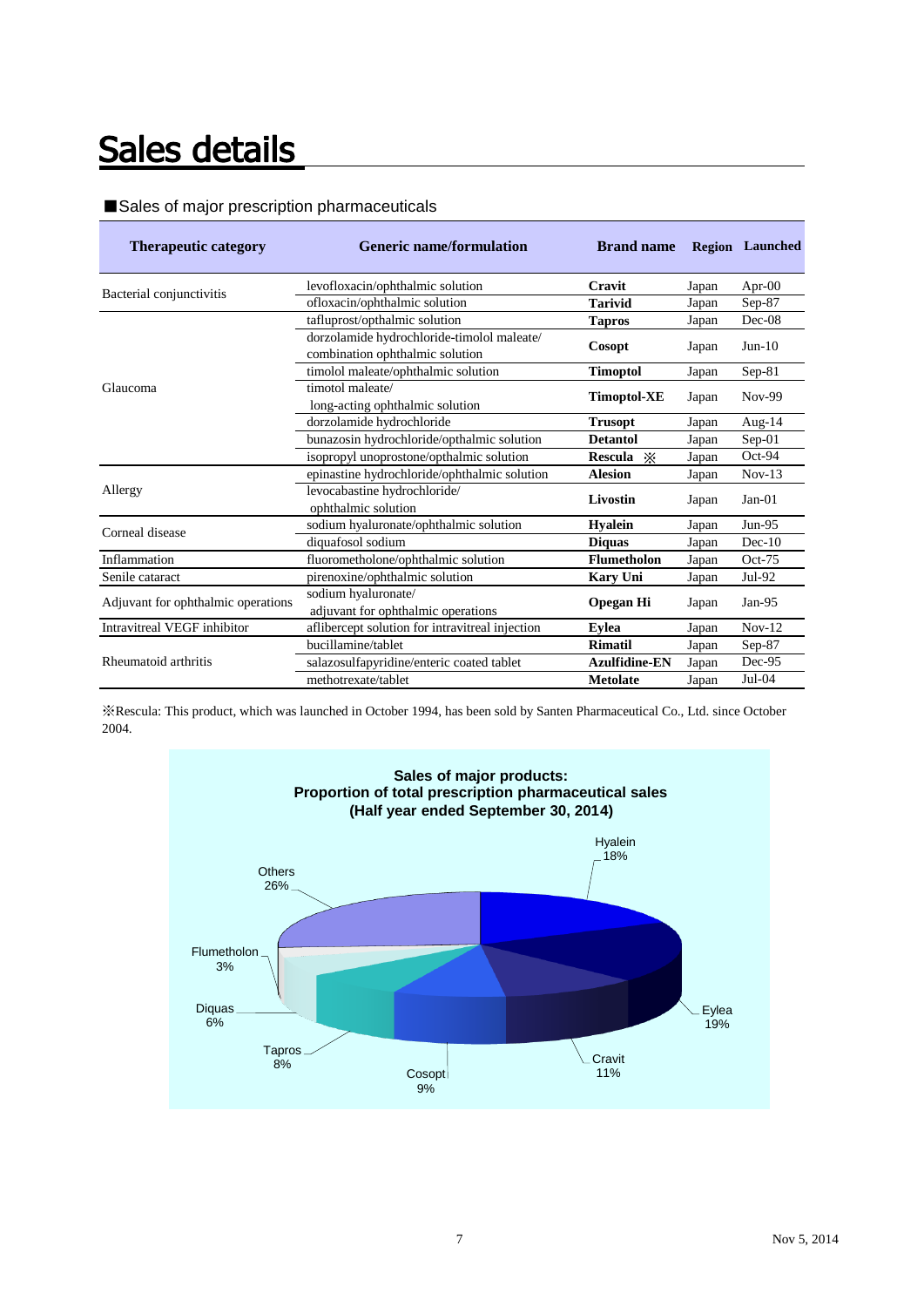# Sales details

■Sales of major prescription pharmaceuticals

| Therapeutic category | Generic name/formulation | Brand name | Region | Launched |
|---|---|---|---|---|
| Bacterial conjunctivitis | levofloxacin/ophthalmic solution | **Cravit** | Japan | Apr-00 |
| | ofloxacin/ophthalmic solution | **Tarivid** | Japan | Sep-87 |
| Glaucoma | tafluprost/opthalmic solution | **Tapros** | Japan | Dec-08 |
| | dorzolamide hydrochloride-timolol maleate/ combination ophthalmic solution | **Cosopt** | Japan | Jun-10 |
| | timolol maleate/ophthalmic solution | **Timoptol** | Japan | Sep-81 |
| | timotol maleate/ long-acting ophthalmic solution | **Timoptol-XE** | Japan | Nov-99 |
| | dorzolamide hydrochloride | **Trusopt** | Japan | Aug-14 |
| | bunazosin hydrochloride/opthalmic solution | **Detantol** | Japan | Sep-01 |
| | isopropyl unoprostone/opthalmic solution | **Rescula** ※ | Japan | Oct-94 |
| Allergy | epinastine hydrochloride/ophthalmic solution | **Alesion** | Japan | Nov-13 |
| | levocabastine hydrochloride/ ophthalmic solution | **Livostin** | Japan | Jan-01 |
| Corneal disease | sodium hyaluronate/ophthalmic solution | **Hyalein** | Japan | Jun-95 |
| | diquafosol sodium | **Diquas** | Japan | Dec-10 |
| Inflammation | fluorometholone/ophthalmic solution | **Flumetholon** | Japan | Oct-75 |
| Senile cataract | pirenoxine/ophthalmic solution | **Kary Uni** | Japan | Jul-92 |
| Adjuvant for ophthalmic operations | sodium hyaluronate/ adjuvant for ophthalmic operations | **Opegan Hi** | Japan | Jan-95 |
| Intravitreal VEGF inhibitor | aflibercept solution for intravitreal injection | **Eylea** | Japan | Nov-12 |
| Rheumatoid arthritis | bucillamine/tablet | **Rimatil** | Japan | Sep-87 |
| | salazosulfapyridine/enteric coated tablet | **Azulfidine-EN** | Japan | Dec-95 |
| | methotrexate/tablet | **Metolate** | Japan | Jul-04 |

※Rescula: This product, which was launched in October 1994, has been sold by Santen Pharmaceutical Co., Ltd. since October 2004.

**Sales of major products: Proportion of total prescription pharmaceutical sales (Half year ended September 30, 2014)**

| Product | Proportion |
|---|---|
| Hyalein | 18% |
| Eylea | 19% |
| Cravit | 11% |
| Cosopt | 9% |
| Tapros | 8% |
| Diquas | 6% |
| Flumetholon | 3% |
| Others | 26% |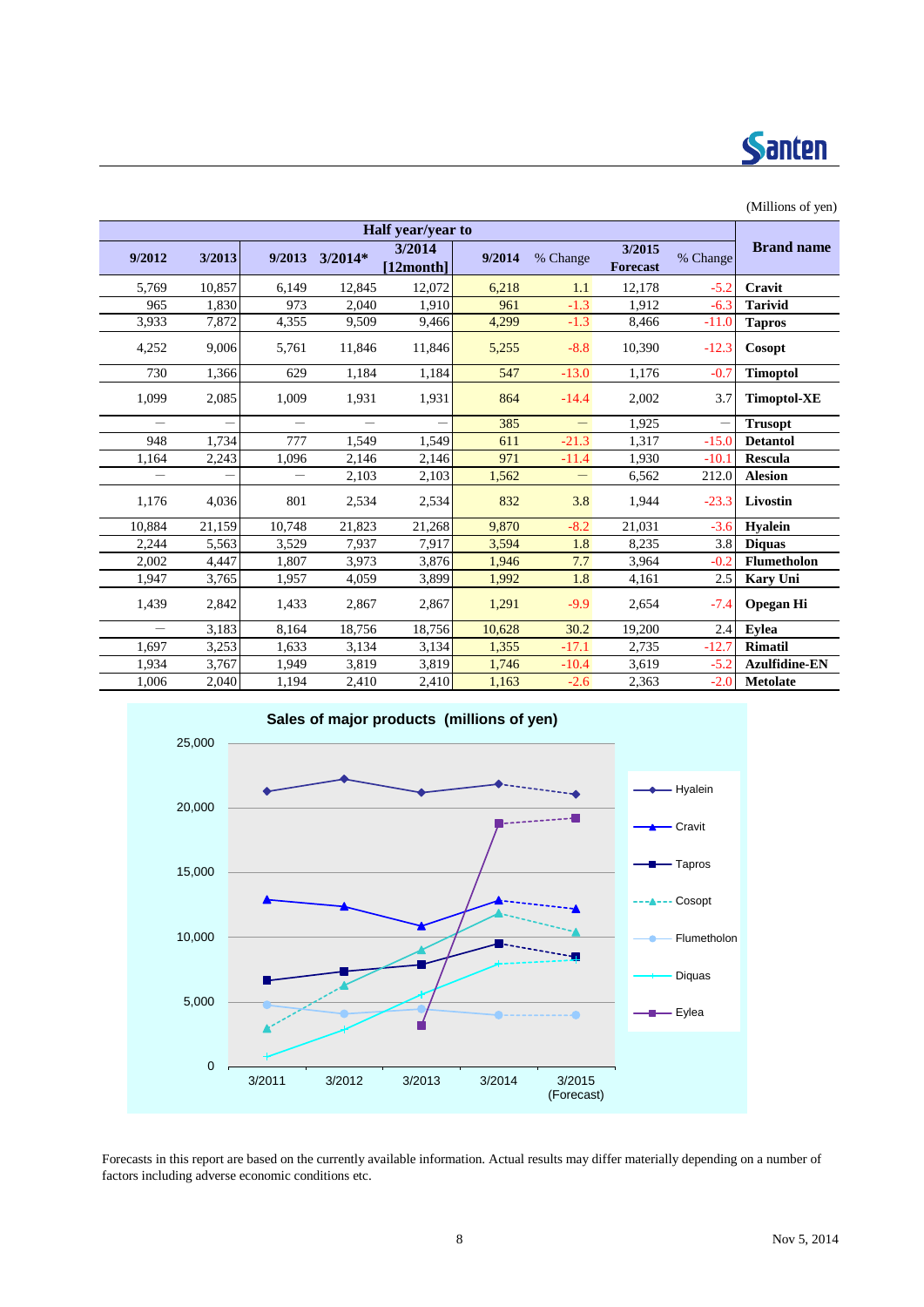(Millions of yen)

| Half year/year to | | | | | | | | | Brand name |
|---|---|---|---|---|---|---|---|---|---|
| 9/2012 | 3/2013 | 9/2013 | 3/2014* | 3/2014 [12month] | 9/2014 | % Change | 3/2015 Forecast | % Change | |
| 5,769 | 10,857 | 6,149 | 12,845 | 12,072 | 6,218 | 1.1 | 12,178 | -5.2 | **Cravit** |
| 965 | 1,830 | 973 | 2,040 | 1,910 | 961 | -1.3 | 1,912 | -6.3 | **Tarivid** |
| 3,933 | 7,872 | 4,355 | 9,509 | 9,466 | 4,299 | -1.3 | 8,466 | -11.0 | **Tapros** |
| 4,252 | 9,006 | 5,761 | 11,846 | 11,846 | 5,255 | -8.8 | 10,390 | -12.3 | **Cosopt** |
| 730 | 1,366 | 629 | 1,184 | 1,184 | 547 | -13.0 | 1,176 | -0.7 | **Timoptol** |
| 1,099 | 2,085 | 1,009 | 1,931 | 1,931 | 864 | -14.4 | 2,002 | 3.7 | **Timoptol-XE** |
| — | — | — | — | — | 385 | — | 1,925 | — | **Trusopt** |
| 948 | 1,734 | 777 | 1,549 | 1,549 | 611 | -21.3 | 1,317 | -15.0 | **Detantol** |
| 1,164 | 2,243 | 1,096 | 2,146 | 2,146 | 971 | -11.4 | 1,930 | -10.1 | **Rescula** |
| — | — | — | 2,103 | 2,103 | 1,562 | — | 6,562 | 212.0 | **Alesion** |
| 1,176 | 4,036 | 801 | 2,534 | 2,534 | 832 | 3.8 | 1,944 | -23.3 | **Livostin** |
| 10,884 | 21,159 | 10,748 | 21,823 | 21,268 | 9,870 | -8.2 | 21,031 | -3.6 | **Hyalein** |
| 2,244 | 5,563 | 3,529 | 7,937 | 7,917 | 3,594 | 1.8 | 8,235 | 3.8 | **Diquas** |
| 2,002 | 4,447 | 1,807 | 3,973 | 3,876 | 1,946 | 7.7 | 3,964 | -0.2 | **Flumetholon** |
| 1,947 | 3,765 | 1,957 | 4,059 | 3,899 | 1,992 | 1.8 | 4,161 | 2.5 | **Kary Uni** |
| 1,439 | 2,842 | 1,433 | 2,867 | 2,867 | 1,291 | -9.9 | 2,654 | -7.4 | **Opegan Hi** |
| — | 3,183 | 8,164 | 18,756 | 18,756 | 10,628 | 30.2 | 19,200 | 2.4 | **Eylea** |
| 1,697 | 3,253 | 1,633 | 3,134 | 3,134 | 1,355 | -17.1 | 2,735 | -12.7 | **Rimatil** |
| 1,934 | 3,767 | 1,949 | 3,819 | 3,819 | 1,746 | -10.4 | 3,619 | -5.2 | **Azulfidine-EN** |
| 1,006 | 2,040 | 1,194 | 2,410 | 2,410 | 1,163 | -2.6 | 2,363 | -2.0 | **Metolate** |

**Sales of major products (millions of yen)**

[Line chart: Hyalein, Cravit, Tapros, Cosopt, Flumetholon, Diquas, Eylea; 3/2011 – 3/2015 (Forecast); y-axis 0 – 25,000]

Forecasts in this report are based on the currently available information. Actual results may differ materially depending on a number of factors including adverse economic conditions etc.

Nov 5, 2014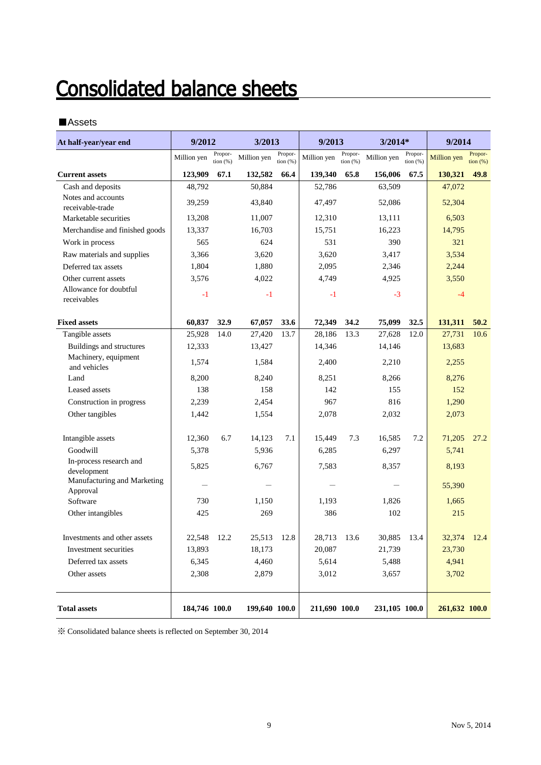# Consolidated balance sheets

## ■Assets

| At half-year/year end | 9/2012 | | 3/2013 | | 9/2013 | | 3/2014* | | 9/2014 | |
|---|---|---|---|---|---|---|---|---|---|---|
| | Million yen | Propor-tion (%) | Million yen | Propor-tion (%) | Million yen | Propor-tion (%) | Million yen | Propor-tion (%) | Million yen | Propor-tion (%) |
| **Current assets** | **123,909** | **67.1** | **132,582** | **66.4** | **139,340** | **65.8** | **156,006** | **67.5** | **130,321** | **49.8** |
| Cash and deposits | 48,792 | | 50,884 | | 52,786 | | 63,509 | | 47,072 | |
| Notes and accounts receivable-trade | 39,259 | | 43,840 | | 47,497 | | 52,086 | | 52,304 | |
| Marketable securities | 13,208 | | 11,007 | | 12,310 | | 13,111 | | 6,503 | |
| Merchandise and finished goods | 13,337 | | 16,703 | | 15,751 | | 16,223 | | 14,795 | |
| Work in process | 565 | | 624 | | 531 | | 390 | | 321 | |
| Raw materials and supplies | 3,366 | | 3,620 | | 3,620 | | 3,417 | | 3,534 | |
| Deferred tax assets | 1,804 | | 1,880 | | 2,095 | | 2,346 | | 2,244 | |
| Other current assets | 3,576 | | 4,022 | | 4,749 | | 4,925 | | 3,550 | |
| Allowance for doubtful receivables | -1 | | -1 | | -1 | | -3 | | -4 | |
| **Fixed assets** | **60,837** | **32.9** | **67,057** | **33.6** | **72,349** | **34.2** | **75,099** | **32.5** | **131,311** | **50.2** |
| Tangible assets | 25,928 | 14.0 | 27,420 | 13.7 | 28,186 | 13.3 | 27,628 | 12.0 | 27,731 | 10.6 |
| Buildings and structures | 12,333 | | 13,427 | | 14,346 | | 14,146 | | 13,683 | |
| Machinery, equipment and vehicles | 1,574 | | 1,584 | | 2,400 | | 2,210 | | 2,255 | |
| Land | 8,200 | | 8,240 | | 8,251 | | 8,266 | | 8,276 | |
| Leased assets | 138 | | 158 | | 142 | | 155 | | 152 | |
| Construction in progress | 2,239 | | 2,454 | | 967 | | 816 | | 1,290 | |
| Other tangibles | 1,442 | | 1,554 | | 2,078 | | 2,032 | | 2,073 | |
| Intangible assets | 12,360 | 6.7 | 14,123 | 7.1 | 15,449 | 7.3 | 16,585 | 7.2 | 71,205 | 27.2 |
| Goodwill | 5,378 | | 5,936 | | 6,285 | | 6,297 | | 5,741 | |
| In-process research and development | 5,825 | | 6,767 | | 7,583 | | 8,357 | | 8,193 | |
| Manufacturing and Marketing Approval | – | | – | | – | | – | | 55,390 | |
| Software | 730 | | 1,150 | | 1,193 | | 1,826 | | 1,665 | |
| Other intangibles | 425 | | 269 | | 386 | | 102 | | 215 | |
| Investments and other assets | 22,548 | 12.2 | 25,513 | 12.8 | 28,713 | 13.6 | 30,885 | 13.4 | 32,374 | 12.4 |
| Investment securities | 13,893 | | 18,173 | | 20,087 | | 21,739 | | 23,730 | |
| Deferred tax assets | 6,345 | | 4,460 | | 5,614 | | 5,488 | | 4,941 | |
| Other assets | 2,308 | | 2,879 | | 3,012 | | 3,657 | | 3,702 | |
| **Total assets** | **184,746** | **100.0** | **199,640** | **100.0** | **211,690** | **100.0** | **231,105** | **100.0** | **261,632** | **100.0** |

※ Consolidated balance sheets is reflected on September 30, 2014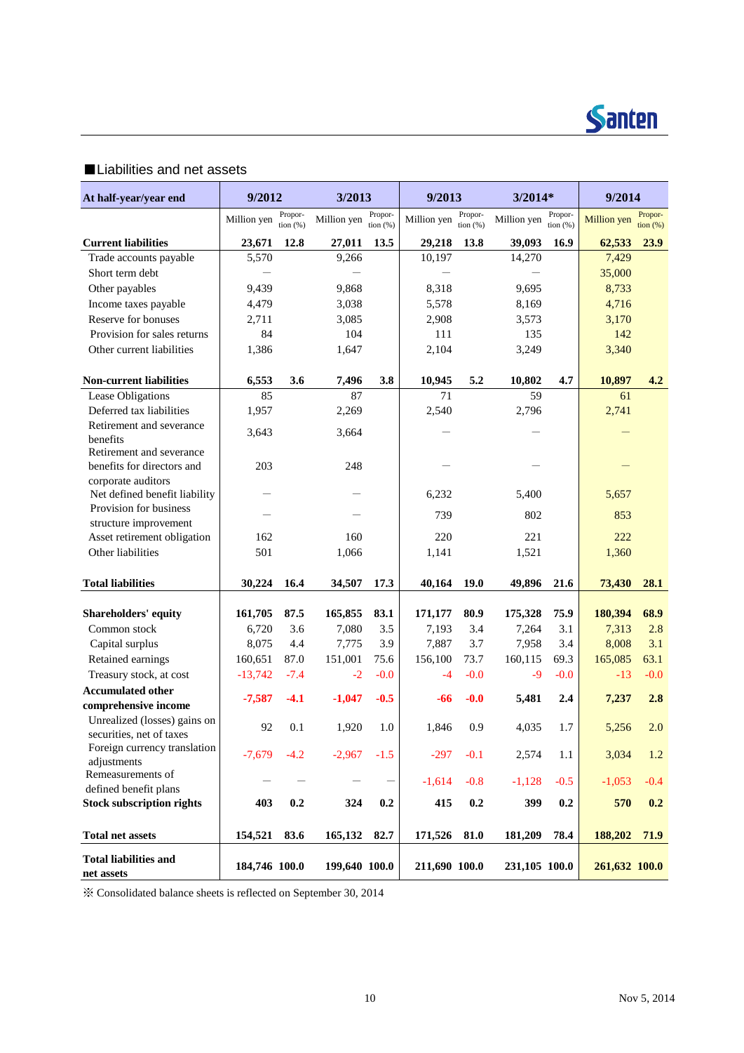■Liabilities and net assets

| At half-year/year end | 9/2012 | | 3/2013 | | 9/2013 | | 3/2014* | | 9/2014 | |
|---|---|---|---|---|---|---|---|---|---|---|
| | Million yen | Propor-tion (%) | Million yen | Propor-tion (%) | Million yen | Propor-tion (%) | Million yen | Propor-tion (%) | Million yen | Propor-tion (%) |
| **Current liabilities** | **23,671** | **12.8** | **27,011** | **13.5** | **29,218** | **13.8** | **39,093** | **16.9** | **62,533** | **23.9** |
| Trade accounts payable | 5,570 | | 9,266 | | 10,197 | | 14,270 | | 7,429 | |
| Short term debt | ― | | ― | | ― | | ― | | 35,000 | |
| Other payables | 9,439 | | 9,868 | | 8,318 | | 9,695 | | 8,733 | |
| Income taxes payable | 4,479 | | 3,038 | | 5,578 | | 8,169 | | 4,716 | |
| Reserve for bonuses | 2,711 | | 3,085 | | 2,908 | | 3,573 | | 3,170 | |
| Provision for sales returns | 84 | | 104 | | 111 | | 135 | | 142 | |
| Other current liabilities | 1,386 | | 1,647 | | 2,104 | | 3,249 | | 3,340 | |
| **Non-current liabilities** | **6,553** | **3.6** | **7,496** | **3.8** | **10,945** | **5.2** | **10,802** | **4.7** | **10,897** | **4.2** |
| Lease Obligations | 85 | | 87 | | 71 | | 59 | | 61 | |
| Deferred tax liabilities | 1,957 | | 2,269 | | 2,540 | | 2,796 | | 2,741 | |
| Retirement and severance benefits | 3,643 | | 3,664 | | ― | | ― | | ― | |
| Retirement and severance benefits for directors and corporate auditors | 203 | | 248 | | ― | | ― | | ― | |
| Net defined benefit liability | ― | | ― | | 6,232 | | 5,400 | | 5,657 | |
| Provision for business structure improvement | ― | | ― | | 739 | | 802 | | 853 | |
| Asset retirement obligation | 162 | | 160 | | 220 | | 221 | | 222 | |
| Other liabilities | 501 | | 1,066 | | 1,141 | | 1,521 | | 1,360 | |
| **Total liabilities** | **30,224** | **16.4** | **34,507** | **17.3** | **40,164** | **19.0** | **49,896** | **21.6** | **73,430** | **28.1** |
| **Shareholders' equity** | **161,705** | **87.5** | **165,855** | **83.1** | **171,177** | **80.9** | **175,328** | **75.9** | **180,394** | **68.9** |
| Common stock | 6,720 | 3.6 | 7,080 | 3.5 | 7,193 | 3.4 | 7,264 | 3.1 | 7,313 | 2.8 |
| Capital surplus | 8,075 | 4.4 | 7,775 | 3.9 | 7,887 | 3.7 | 7,958 | 3.4 | 8,008 | 3.1 |
| Retained earnings | 160,651 | 87.0 | 151,001 | 75.6 | 156,100 | 73.7 | 160,115 | 69.3 | 165,085 | 63.1 |
| Treasury stock, at cost | -13,742 | -7.4 | -2 | -0.0 | -4 | -0.0 | -9 | -0.0 | -13 | -0.0 |
| **Accumulated other comprehensive income** | **-7,587** | **-4.1** | **-1,047** | **-0.5** | **-66** | **-0.0** | **5,481** | **2.4** | **7,237** | **2.8** |
| Unrealized (losses) gains on securities, net of taxes | 92 | 0.1 | 1,920 | 1.0 | 1,846 | 0.9 | 4,035 | 1.7 | 5,256 | 2.0 |
| Foreign currency translation adjustments | -7,679 | -4.2 | -2,967 | -1.5 | -297 | -0.1 | 2,574 | 1.1 | 3,034 | 1.2 |
| Remeasurements of defined benefit plans | ― | ― | ― | ― | -1,614 | -0.8 | -1,128 | -0.5 | -1,053 | -0.4 |
| **Stock subscription rights** | **403** | **0.2** | **324** | **0.2** | **415** | **0.2** | **399** | **0.2** | **570** | **0.2** |
| **Total net assets** | **154,521** | **83.6** | **165,132** | **82.7** | **171,526** | **81.0** | **181,209** | **78.4** | **188,202** | **71.9** |
| **Total liabilities and net assets** | **184,746** | **100.0** | **199,640** | **100.0** | **211,690** | **100.0** | **231,105** | **100.0** | **261,632** | **100.0** |

※ Consolidated balance sheets is reflected on September 30, 2014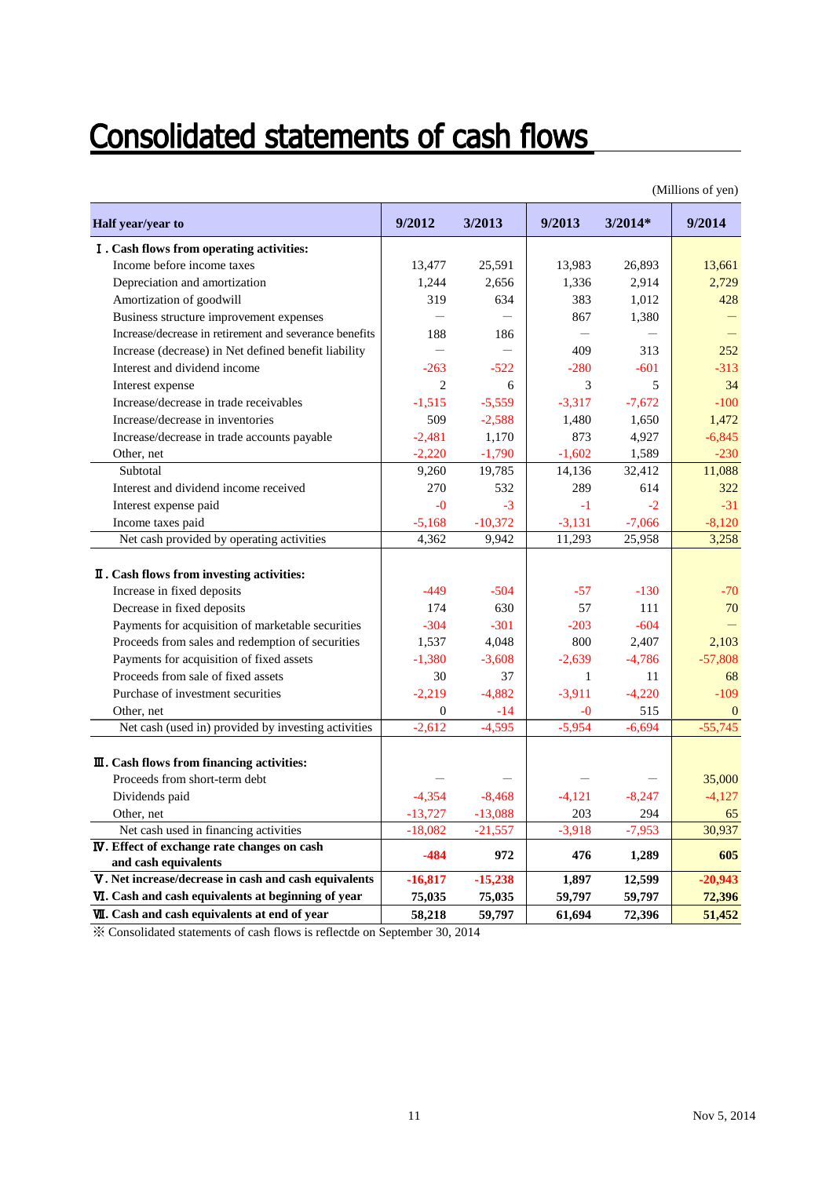# Consolidated statements of cash flows

(Millions of yen)

| Half year/year to | 9/2012 | 3/2013 | 9/2013 | 3/2014* | 9/2014 |
|---|---|---|---|---|---|
| **Ⅰ. Cash flows from operating activities:** | | | | | |
| Income before income taxes | 13,477 | 25,591 | 13,983 | 26,893 | 13,661 |
| Depreciation and amortization | 1,244 | 2,656 | 1,336 | 2,914 | 2,729 |
| Amortization of goodwill | 319 | 634 | 383 | 1,012 | 428 |
| Business structure improvement expenses | — | — | 867 | 1,380 | — |
| Increase/decrease in retirement and severance benefits | 188 | 186 | — | — | — |
| Increase (decrease) in Net defined benefit liability | — | — | 409 | 313 | 252 |
| Interest and dividend income | -263 | -522 | -280 | -601 | -313 |
| Interest expense | 2 | 6 | 3 | 5 | 34 |
| Increase/decrease in trade receivables | -1,515 | -5,559 | -3,317 | -7,672 | -100 |
| Increase/decrease in inventories | 509 | -2,588 | 1,480 | 1,650 | 1,472 |
| Increase/decrease in trade accounts payable | -2,481 | 1,170 | 873 | 4,927 | -6,845 |
| Other, net | -2,220 | -1,790 | -1,602 | 1,589 | -230 |
| Subtotal | 9,260 | 19,785 | 14,136 | 32,412 | 11,088 |
| Interest and dividend income received | 270 | 532 | 289 | 614 | 322 |
| Interest expense paid | -0 | -3 | -1 | -2 | -31 |
| Income taxes paid | -5,168 | -10,372 | -3,131 | -7,066 | -8,120 |
| Net cash provided by operating activities | 4,362 | 9,942 | 11,293 | 25,958 | 3,258 |
| **Ⅱ. Cash flows from investing activities:** | | | | | |
| Increase in fixed deposits | -449 | -504 | -57 | -130 | -70 |
| Decrease in fixed deposits | 174 | 630 | 57 | 111 | 70 |
| Payments for acquisition of marketable securities | -304 | -301 | -203 | -604 | — |
| Proceeds from sales and redemption of securities | 1,537 | 4,048 | 800 | 2,407 | 2,103 |
| Payments for acquisition of fixed assets | -1,380 | -3,608 | -2,639 | -4,786 | -57,808 |
| Proceeds from sale of fixed assets | 30 | 37 | 1 | 11 | 68 |
| Purchase of investment securities | -2,219 | -4,882 | -3,911 | -4,220 | -109 |
| Other, net | 0 | -14 | -0 | 515 | 0 |
| Net cash (used in) provided by investing activities | -2,612 | -4,595 | -5,954 | -6,694 | -55,745 |
| **Ⅲ. Cash flows from financing activities:** | | | | | |
| Proceeds from short-term debt | — | — | — | — | 35,000 |
| Dividends paid | -4,354 | -8,468 | -4,121 | -8,247 | -4,127 |
| Other, net | -13,727 | -13,088 | 203 | 294 | 65 |
| Net cash used in financing activities | -18,082 | -21,557 | -3,918 | -7,953 | 30,937 |
| **Ⅳ. Effect of exchange rate changes on cash and cash equivalents** | **-484** | **972** | **476** | **1,289** | **605** |
| **Ⅴ. Net increase/decrease in cash and cash equivalents** | **-16,817** | **-15,238** | **1,897** | **12,599** | **-20,943** |
| **Ⅵ. Cash and cash equivalents at beginning of year** | **75,035** | **75,035** | **59,797** | **59,797** | **72,396** |
| **Ⅶ. Cash and cash equivalents at end of year** | **58,218** | **59,797** | **61,694** | **72,396** | **51,452** |

※ Consolidated statements of cash flows is reflectde on September 30, 2014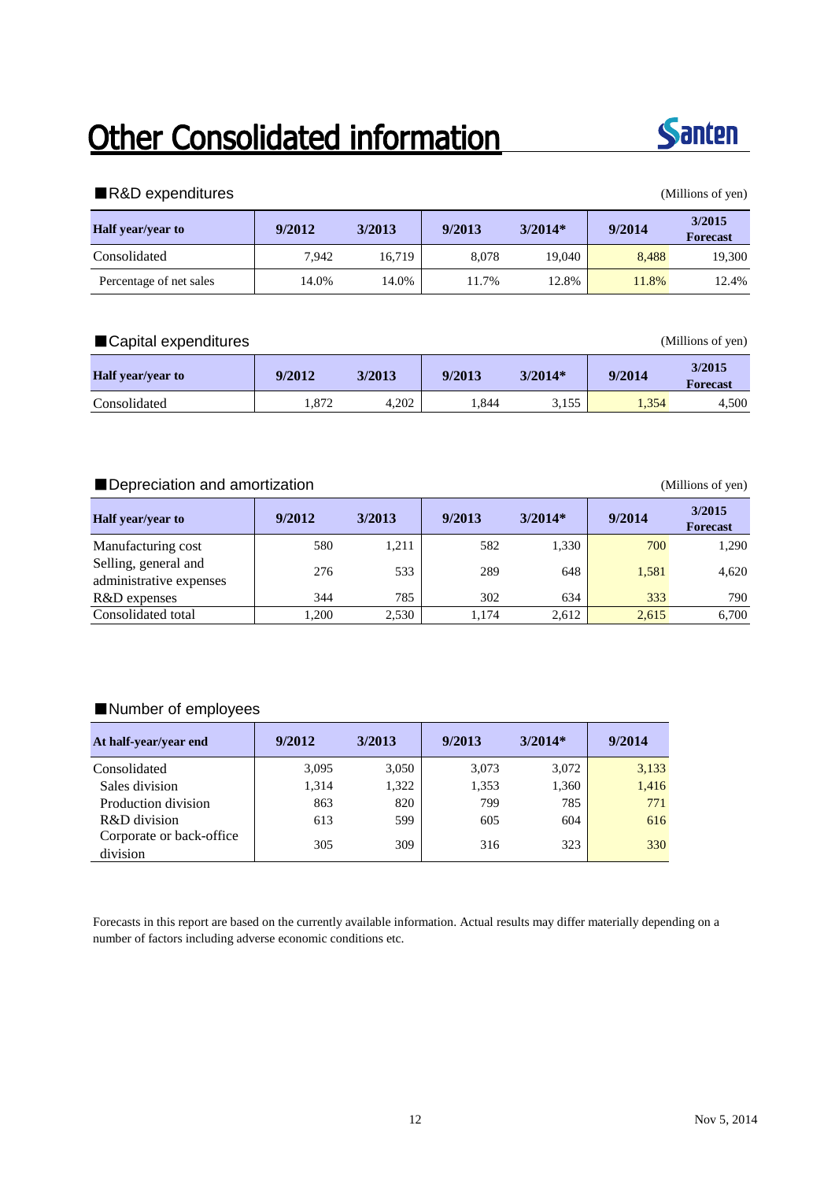# Other Consolidated information

■R&D expenditures

(Millions of yen)

| Half year/year to | 9/2012 | 3/2013 | 9/2013 | 3/2014* | 9/2014 | 3/2015 Forecast |
|---|---|---|---|---|---|---|
| Consolidated | 7,942 | 16,719 | 8,078 | 19,040 | 8,488 | 19,300 |
| Percentage of net sales | 14.0% | 14.0% | 11.7% | 12.8% | 11.8% | 12.4% |

■Capital expenditures

(Millions of yen)

| Half year/year to | 9/2012 | 3/2013 | 9/2013 | 3/2014* | 9/2014 | 3/2015 Forecast |
|---|---|---|---|---|---|---|
| Consolidated | 1,872 | 4,202 | 1,844 | 3,155 | 1,354 | 4,500 |

■Depreciation and amortization

(Millions of yen)

| Half year/year to | 9/2012 | 3/2013 | 9/2013 | 3/2014* | 9/2014 | 3/2015 Forecast |
|---|---|---|---|---|---|---|
| Manufacturing cost | 580 | 1,211 | 582 | 1,330 | 700 | 1,290 |
| Selling, general and administrative expenses | 276 | 533 | 289 | 648 | 1,581 | 4,620 |
| R&D expenses | 344 | 785 | 302 | 634 | 333 | 790 |
| Consolidated total | 1,200 | 2,530 | 1,174 | 2,612 | 2,615 | 6,700 |

■Number of employees

| At half-year/year end | 9/2012 | 3/2013 | 9/2013 | 3/2014* | 9/2014 |
|---|---|---|---|---|---|
| Consolidated | 3,095 | 3,050 | 3,073 | 3,072 | 3,133 |
| Sales division | 1,314 | 1,322 | 1,353 | 1,360 | 1,416 |
| Production division | 863 | 820 | 799 | 785 | 771 |
| R&D division | 613 | 599 | 605 | 604 | 616 |
| Corporate or back-office division | 305 | 309 | 316 | 323 | 330 |

Forecasts in this report are based on the currently available information. Actual results may differ materially depending on a number of factors including adverse economic conditions etc.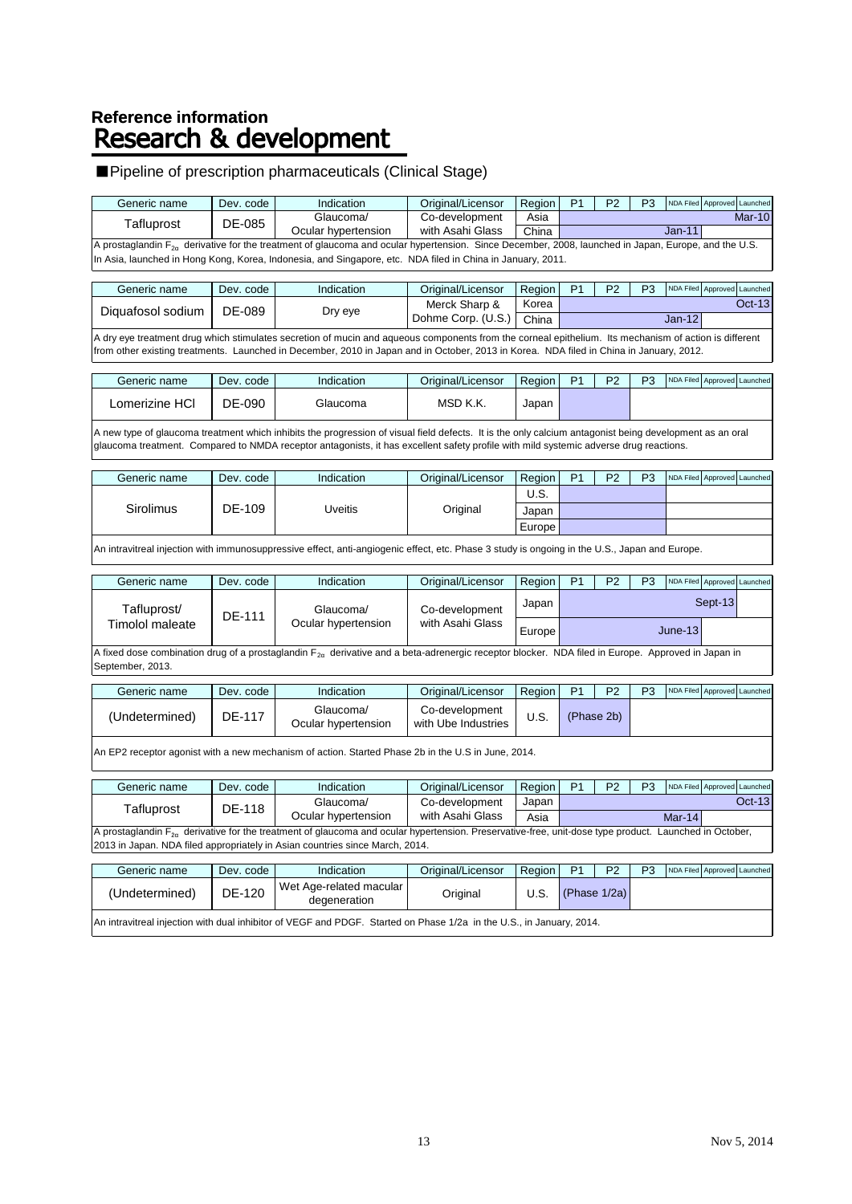**Reference information**

# Research & development

■Pipeline of prescription pharmaceuticals (Clinical Stage)

| Generic name | Dev. code | Indication | Original/Licensor | Region | P1 | P2 | P3 | NDA Filed | Approved | Launched |
|---|---|---|---|---|---|---|---|---|---|---|
| Tafluprost | DE-085 | Glaucoma/ Ocular hypertension | Co-development with Asahi Glass | Asia | | | | | | Mar-10 |
| | | | | China | | | | Jan-11 | | |

A prostaglandin $F_{2\alpha}$ derivative for the treatment of glaucoma and ocular hypertension. Since December, 2008, launched in Japan, Europe, and the U.S. In Asia, launched in Hong Kong, Korea, Indonesia, and Singapore, etc. NDA filed in China in January, 2011.

| Generic name | Dev. code | Indication | Original/Licensor | Region | P1 | P2 | P3 | NDA Filed | Approved | Launched |
|---|---|---|---|---|---|---|---|---|---|---|
| Diquafosol sodium | DE-089 | Dry eye | Merck Sharp & Dohme Corp. (U.S.) | Korea | | | | | | Oct-13 |
| | | | | China | | | | Jan-12 | | |

A dry eye treatment drug which stimulates secretion of mucin and aqueous components from the corneal epithelium. Its mechanism of action is different from other existing treatments. Launched in December, 2010 in Japan and in October, 2013 in Korea. NDA filed in China in January, 2012.

| Generic name | Dev. code | Indication | Original/Licensor | Region | P1 | P2 | P3 | NDA Filed | Approved | Launched |
|---|---|---|---|---|---|---|---|---|---|---|
| Lomerizine HCl | DE-090 | Glaucoma | MSD K.K. | Japan | | | | | | |

A new type of glaucoma treatment which inhibits the progression of visual field defects. It is the only calcium antagonist being development as an oral glaucoma treatment. Compared to NMDA receptor antagonists, it has excellent safety profile with mild systemic adverse drug reactions.

| Generic name | Dev. code | Indication | Original/Licensor | Region | P1 | P2 | P3 | NDA Filed | Approved | Launched |
|---|---|---|---|---|---|---|---|---|---|---|
| Sirolimus | DE-109 | Uveitis | Original | U.S. | | | | | | |
| | | | | Japan | | | | | | |
| | | | | Europe | | | | | | |

An intravitreal injection with immunosuppressive effect, anti-angiogenic effect, etc. Phase 3 study is ongoing in the U.S., Japan and Europe.

| Generic name | Dev. code | Indication | Original/Licensor | Region | P1 | P2 | P3 | NDA Filed | Approved | Launched |
|---|---|---|---|---|---|---|---|---|---|---|
| Tafluprost/ Timolol maleate | DE-111 | Glaucoma/ Ocular hypertension | Co-development with Asahi Glass | Japan | | | | | Sept-13 | |
| | | | | Europe | | | | June-13 | | |

A fixed dose combination drug of a prostaglandin $F_{2\alpha}$ derivative and a beta-adrenergic receptor blocker. NDA filed in Europe. Approved in Japan in September, 2013.

| Generic name | Dev. code | Indication | Original/Licensor | Region | P1 | P2 | P3 | NDA Filed | Approved | Launched |
|---|---|---|---|---|---|---|---|---|---|---|
| (Undetermined) | DE-117 | Glaucoma/ Ocular hypertension | Co-development with Ube Industries | U.S. | (Phase 2b) | | | | | |

An EP2 receptor agonist with a new mechanism of action. Started Phase 2b in the U.S in June, 2014.

| Generic name | Dev. code | Indication | Original/Licensor | Region | P1 | P2 | P3 | NDA Filed | Approved | Launched |
|---|---|---|---|---|---|---|---|---|---|---|
| Tafluprost | DE-118 | Glaucoma/ Ocular hypertension | Co-development with Asahi Glass | Japan | | | | | | Oct-13 |
| | | | | Asia | | | | Mar-14 | | |

A prostaglandin $F_{2\alpha}$ derivative for the treatment of glaucoma and ocular hypertension. Preservative-free, unit-dose type product. Launched in October, 2013 in Japan. NDA filed appropriately in Asian countries since March, 2014.

| Generic name | Dev. code | Indication | Original/Licensor | Region | P1 | P2 | P3 | NDA Filed | Approved | Launched |
|---|---|---|---|---|---|---|---|---|---|---|
| (Undetermined) | DE-120 | Wet Age-related macular degeneration | Original | U.S. | (Phase 1/2a) | | | | | |

An intravitreal injection with dual inhibitor of VEGF and PDGF. Started on Phase 1/2a in the U.S., in January, 2014.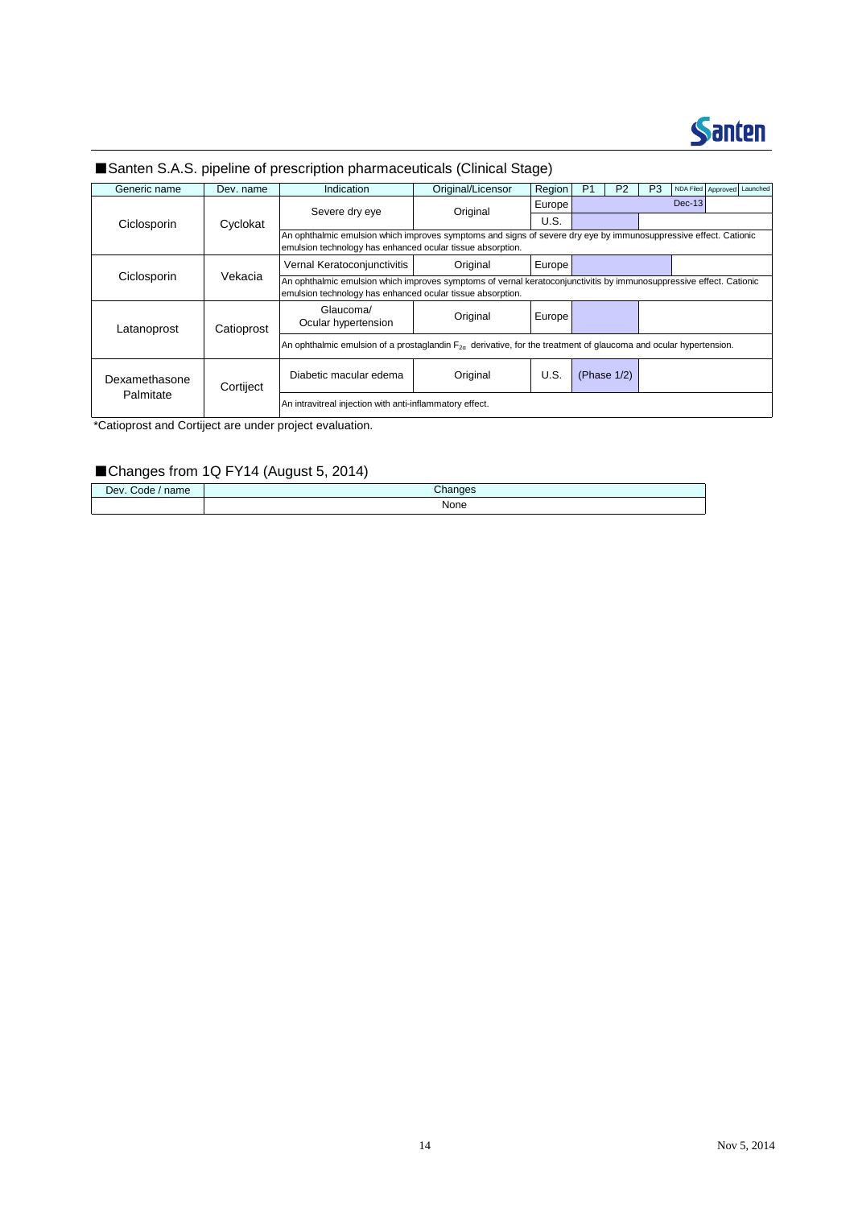## ■Santen S.A.S. pipeline of prescription pharmaceuticals (Clinical Stage)

| Generic name | Dev. name | Indication | Original/Licensor | Region | P1 | P2 | P3 | NDA Filed | Approved | Launched |
|---|---|---|---|---|---|---|---|---|---|---|
| Ciclosporin | Cyclokat | Severe dry eye | Original | Europe | | | | Dec-13 | | |
| | | | | U.S. | | | | | | |
| | | An ophthalmic emulsion which improves symptoms and signs of severe dry eye by immunosuppressive effect. Cationic emulsion technology has enhanced ocular tissue absorption. | | | | | | | | |
| Ciclosporin | Vekacia | Vernal Keratoconjunctivitis | Original | Europe | | | | | | |
| | | An ophthalmic emulsion which improves symptoms of vernal keratoconjunctivitis by immunosuppressive effect. Cationic emulsion technology has enhanced ocular tissue absorption. | | | | | | | | |
| Latanoprost | Catioprost | Glaucoma/ Ocular hypertension | Original | Europe | | | | | | |
| | | An ophthalmic emulsion of a prostaglandin $F_{2\alpha}$ derivative, for the treatment of glaucoma and ocular hypertension. | | | | | | | | |
| Dexamethasone Palmitate | Cortiject | Diabetic macular edema | Original | U.S. | (Phase 1/2) | | | | | |
| | | An intravitreal injection with anti-inflammatory effect. | | | | | | | | |

*Catioprost and Cortiject are under project evaluation.

## ■Changes from 1Q FY14 (August 5, 2014)

| Dev. Code / name | Changes |
|---|---|
| | None |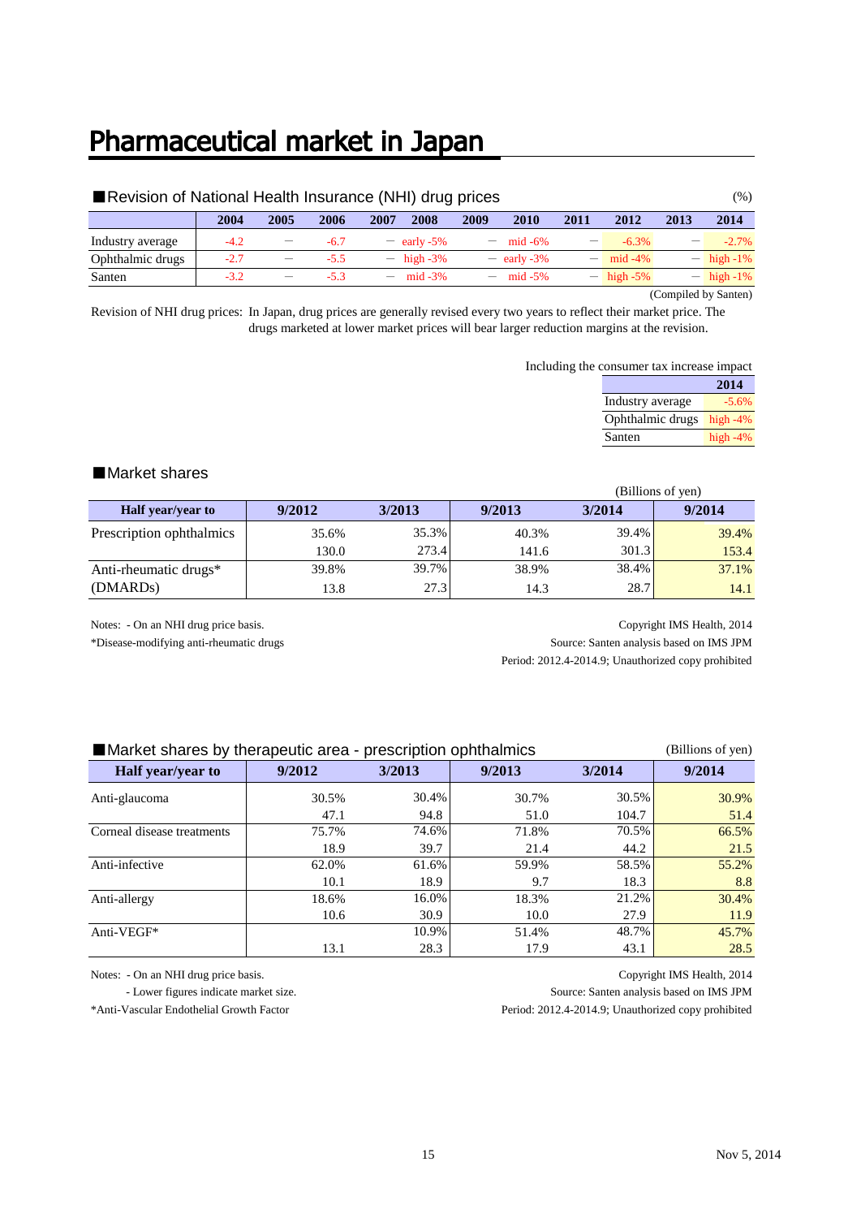# Pharmaceutical market in Japan

## ■Revision of National Health Insurance (NHI) drug prices

(%)

| | 2004 | 2005 | 2006 | 2007 | 2008 | 2009 | 2010 | 2011 | 2012 | 2013 | 2014 |
|---|---|---|---|---|---|---|---|---|---|---|---|
| Industry average | -4.2 | — | -6.7 | — | early -5% | — | mid -6% | — | -6.3% | — | -2.7% |
| Ophthalmic drugs | -2.7 | — | -5.5 | — | high -3% | — | early -3% | — | mid -4% | — | high -1% |
| Santen | -3.2 | — | -5.3 | — | mid -3% | — | mid -5% | — | high -5% | — | high -1% |

(Compiled by Santen)

Revision of NHI drug prices: In Japan, drug prices are generally revised every two years to reflect their market price. The drugs marketed at lower market prices will bear larger reduction margins at the revision.

Including the consumer tax increase impact

| | 2014 |
|---|---|
| Industry average | -5.6% |
| Ophthalmic drugs | high -4% |
| Santen | high -4% |

## ■Market shares

(Billions of yen)

| Half year/year to | 9/2012 | 3/2013 | 9/2013 | 3/2014 | 9/2014 |
|---|---|---|---|---|---|
| Prescription ophthalmics | 35.6% | 35.3% | 40.3% | 39.4% | 39.4% |
| | 130.0 | 273.4 | 141.6 | 301.3 | 153.4 |
| Anti-rheumatic drugs* | 39.8% | 39.7% | 38.9% | 38.4% | 37.1% |
| (DMARDs) | 13.8 | 27.3 | 14.3 | 28.7 | 14.1 |

Notes: - On an NHI drug price basis.
*Disease-modifying anti-rheumatic drugs

Copyright IMS Health, 2014
Source: Santen analysis based on IMS JPM
Period: 2012.4-2014.9; Unauthorized copy prohibited

## ■Market shares by therapeutic area - prescription ophthalmics

(Billions of yen)

| Half year/year to | 9/2012 | 3/2013 | 9/2013 | 3/2014 | 9/2014 |
|---|---|---|---|---|---|
| Anti-glaucoma | 30.5% | 30.4% | 30.7% | 30.5% | 30.9% |
| | 47.1 | 94.8 | 51.0 | 104.7 | 51.4 |
| Corneal disease treatments | 75.7% | 74.6% | 71.8% | 70.5% | 66.5% |
| | 18.9 | 39.7 | 21.4 | 44.2 | 21.5 |
| Anti-infective | 62.0% | 61.6% | 59.9% | 58.5% | 55.2% |
| | 10.1 | 18.9 | 9.7 | 18.3 | 8.8 |
| Anti-allergy | 18.6% | 16.0% | 18.3% | 21.2% | 30.4% |
| | 10.6 | 30.9 | 10.0 | 27.9 | 11.9 |
| Anti-VEGF* | | 10.9% | 51.4% | 48.7% | 45.7% |
| | 13.1 | 28.3 | 17.9 | 43.1 | 28.5 |

Notes: - On an NHI drug price basis.
- Lower figures indicate market size.
*Anti-Vascular Endothelial Growth Factor

Copyright IMS Health, 2014
Source: Santen analysis based on IMS JPM
Period: 2012.4-2014.9; Unauthorized copy prohibited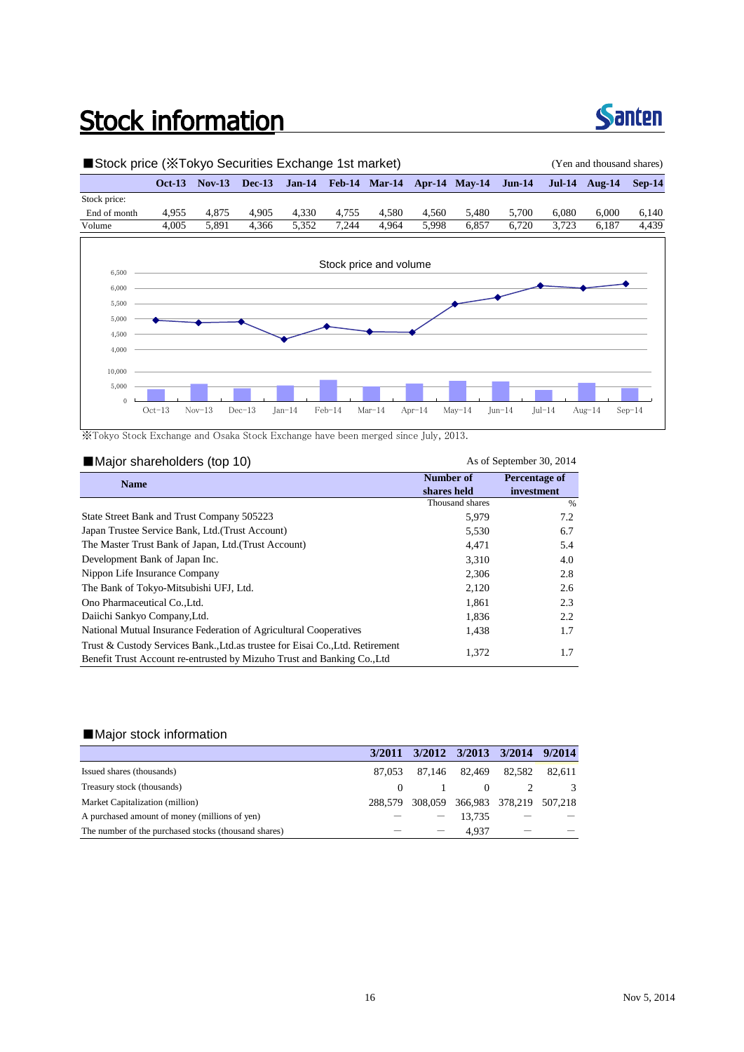# Stock information

## ■Stock price (※Tokyo Securities Exchange 1st market)

(Yen and thousand shares)

| | Oct-13 | Nov-13 | Dec-13 | Jan-14 | Feb-14 | Mar-14 | Apr-14 | May-14 | Jun-14 | Jul-14 | Aug-14 | Sep-14 |
|---|---|---|---|---|---|---|---|---|---|---|---|---|
| Stock price: | | | | | | | | | | | | |
| End of month | 4,955 | 4,875 | 4,905 | 4,330 | 4,755 | 4,580 | 4,560 | 5,480 | 5,700 | 6,080 | 6,000 | 6,140 |
| Volume | 4,005 | 5,891 | 4,366 | 5,352 | 7,244 | 4,964 | 5,998 | 6,857 | 6,720 | 3,723 | 6,187 | 4,439 |

Stock price and volume

※Tokyo Stock Exchange and Osaka Stock Exchange have been merged since July, 2013.

## ■Major shareholders (top 10)

As of September 30, 2014

| Name | Number of shares held | Percentage of investment |
|---|---|---|
| | Thousand shares | % |
| State Street Bank and Trust Company 505223 | 5,979 | 7.2 |
| Japan Trustee Service Bank, Ltd.(Trust Account) | 5,530 | 6.7 |
| The Master Trust Bank of Japan, Ltd.(Trust Account) | 4,471 | 5.4 |
| Development Bank of Japan Inc. | 3,310 | 4.0 |
| Nippon Life Insurance Company | 2,306 | 2.8 |
| The Bank of Tokyo-Mitsubishi UFJ, Ltd. | 2,120 | 2.6 |
| Ono Pharmaceutical Co.,Ltd. | 1,861 | 2.3 |
| Daiichi Sankyo Company,Ltd. | 1,836 | 2.2 |
| National Mutual Insurance Federation of Agricultural Cooperatives | 1,438 | 1.7 |
| Trust & Custody Services Bank.,Ltd.as trustee for Eisai Co.,Ltd. Retirement Benefit Trust Account re-entrusted by Mizuho Trust and Banking Co.,Ltd | 1,372 | 1.7 |

## ■Major stock information

| | 3/2011 | 3/2012 | 3/2013 | 3/2014 | 9/2014 |
|---|---|---|---|---|---|
| Issued shares (thousands) | 87,053 | 87,146 | 82,469 | 82,582 | 82,611 |
| Treasury stock (thousands) | 0 | 1 | 0 | 2 | 3 |
| Market Capitalization (million) | 288,579 | 308,059 | 366,983 | 378,219 | 507,218 |
| A purchased amount of money (millions of yen) | — | — | 13,735 | — | — |
| The number of the purchased stocks (thousand shares) | — | — | 4,937 | — | — |

Nov 5, 2014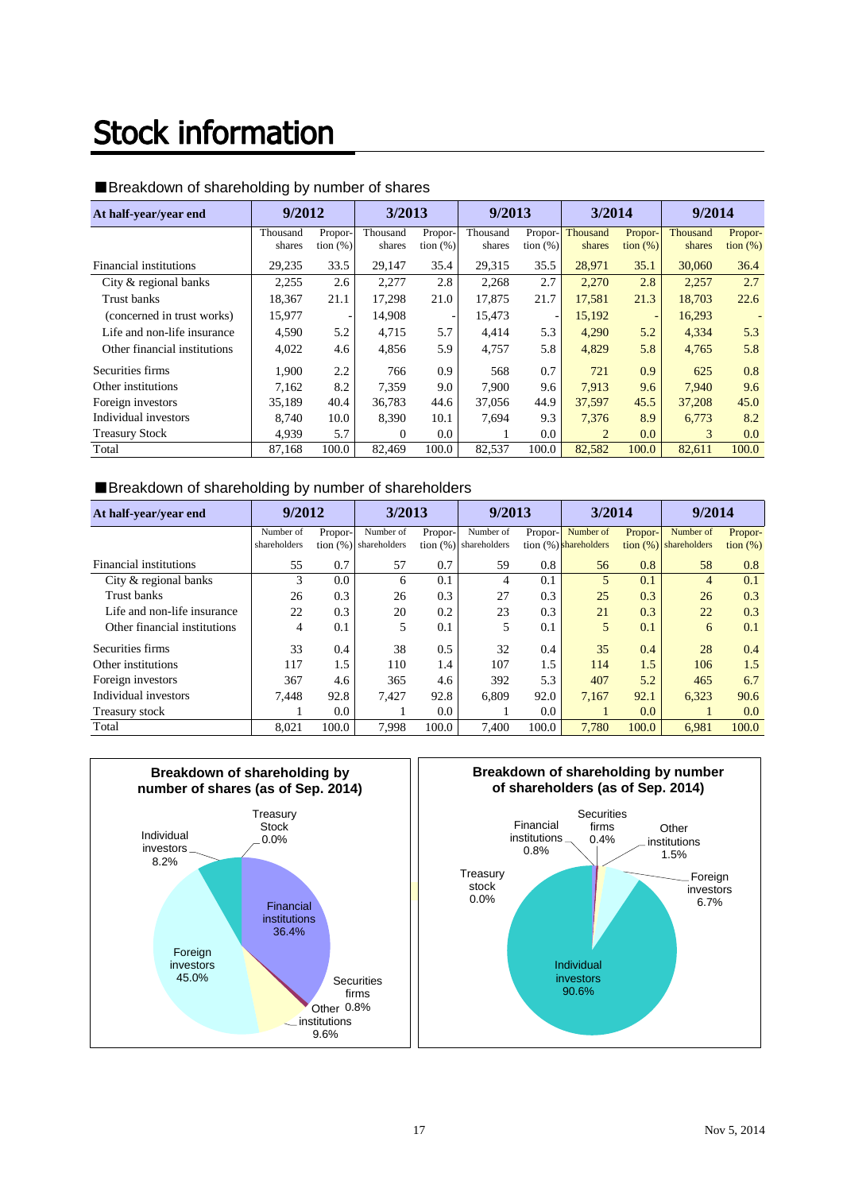# Stock information

■Breakdown of shareholding by number of shares

| At half-year/year end | 9/2012 | | 3/2013 | | 9/2013 | | 3/2014 | | 9/2014 | |
|---|---|---|---|---|---|---|---|---|---|---|
| | Thousand shares | Proportion (%) | Thousand shares | Proportion (%) | Thousand shares | Proportion (%) | Thousand shares | Proportion (%) | Thousand shares | Proportion (%) |
| Financial institutions | 29,235 | 33.5 | 29,147 | 35.4 | 29,315 | 35.5 | 28,971 | 35.1 | 30,060 | 36.4 |
| City & regional banks | 2,255 | 2.6 | 2,277 | 2.8 | 2,268 | 2.7 | 2,270 | 2.8 | 2,257 | 2.7 |
| Trust banks | 18,367 | 21.1 | 17,298 | 21.0 | 17,875 | 21.7 | 17,581 | 21.3 | 18,703 | 22.6 |
| (concerned in trust works) | 15,977 | - | 14,908 | - | 15,473 | - | 15,192 | - | 16,293 | - |
| Life and non-life insurance | 4,590 | 5.2 | 4,715 | 5.7 | 4,414 | 5.3 | 4,290 | 5.2 | 4,334 | 5.3 |
| Other financial institutions | 4,022 | 4.6 | 4,856 | 5.9 | 4,757 | 5.8 | 4,829 | 5.8 | 4,765 | 5.8 |
| Securities firms | 1,900 | 2.2 | 766 | 0.9 | 568 | 0.7 | 721 | 0.9 | 625 | 0.8 |
| Other institutions | 7,162 | 8.2 | 7,359 | 9.0 | 7,900 | 9.6 | 7,913 | 9.6 | 7,940 | 9.6 |
| Foreign investors | 35,189 | 40.4 | 36,783 | 44.6 | 37,056 | 44.9 | 37,597 | 45.5 | 37,208 | 45.0 |
| Individual investors | 8,740 | 10.0 | 8,390 | 10.1 | 7,694 | 9.3 | 7,376 | 8.9 | 6,773 | 8.2 |
| Treasury Stock | 4,939 | 5.7 | 0 | 0.0 | 1 | 0.0 | 2 | 0.0 | 3 | 0.0 |
| Total | 87,168 | 100.0 | 82,469 | 100.0 | 82,537 | 100.0 | 82,582 | 100.0 | 82,611 | 100.0 |

■Breakdown of shareholding by number of shareholders

| At half-year/year end | 9/2012 | | 3/2013 | | 9/2013 | | 3/2014 | | 9/2014 | |
|---|---|---|---|---|---|---|---|---|---|---|
| | Number of shareholders | Proportion (%) | Number of shareholders | Proportion (%) | Number of shareholders | Proportion (%) | Number of shareholders | Proportion (%) | Number of shareholders | Proportion (%) |
| Financial institutions | 55 | 0.7 | 57 | 0.7 | 59 | 0.8 | 56 | 0.8 | 58 | 0.8 |
| City & regional banks | 3 | 0.0 | 6 | 0.1 | 4 | 0.1 | 5 | 0.1 | 4 | 0.1 |
| Trust banks | 26 | 0.3 | 26 | 0.3 | 27 | 0.3 | 25 | 0.3 | 26 | 0.3 |
| Life and non-life insurance | 22 | 0.3 | 20 | 0.2 | 23 | 0.3 | 21 | 0.3 | 22 | 0.3 |
| Other financial institutions | 4 | 0.1 | 5 | 0.1 | 5 | 0.1 | 5 | 0.1 | 6 | 0.1 |
| Securities firms | 33 | 0.4 | 38 | 0.5 | 32 | 0.4 | 35 | 0.4 | 28 | 0.4 |
| Other institutions | 117 | 1.5 | 110 | 1.4 | 107 | 1.5 | 114 | 1.5 | 106 | 1.5 |
| Foreign investors | 367 | 4.6 | 365 | 4.6 | 392 | 5.3 | 407 | 5.2 | 465 | 6.7 |
| Individual investors | 7,448 | 92.8 | 7,427 | 92.8 | 6,809 | 92.0 | 7,167 | 92.1 | 6,323 | 90.6 |
| Treasury stock | 1 | 0.0 | 1 | 0.0 | 1 | 0.0 | 1 | 0.0 | 1 | 0.0 |
| Total | 8,021 | 100.0 | 7,998 | 100.0 | 7,400 | 100.0 | 7,780 | 100.0 | 6,981 | 100.0 |

**Breakdown of shareholding by number of shares (as of Sep. 2014)**

Financial institutions 36.4%; Foreign investors 45.0%; Individual investors 8.2%; Treasury Stock 0.0%; Securities firms 0.8%; Other institutions 9.6%

**Breakdown of shareholding by number of shareholders (as of Sep. 2014)**

Individual investors 90.6%; Foreign investors 6.7%; Other institutions 1.5%; Securities firms 0.4%; Financial institutions 0.8%; Treasury stock 0.0%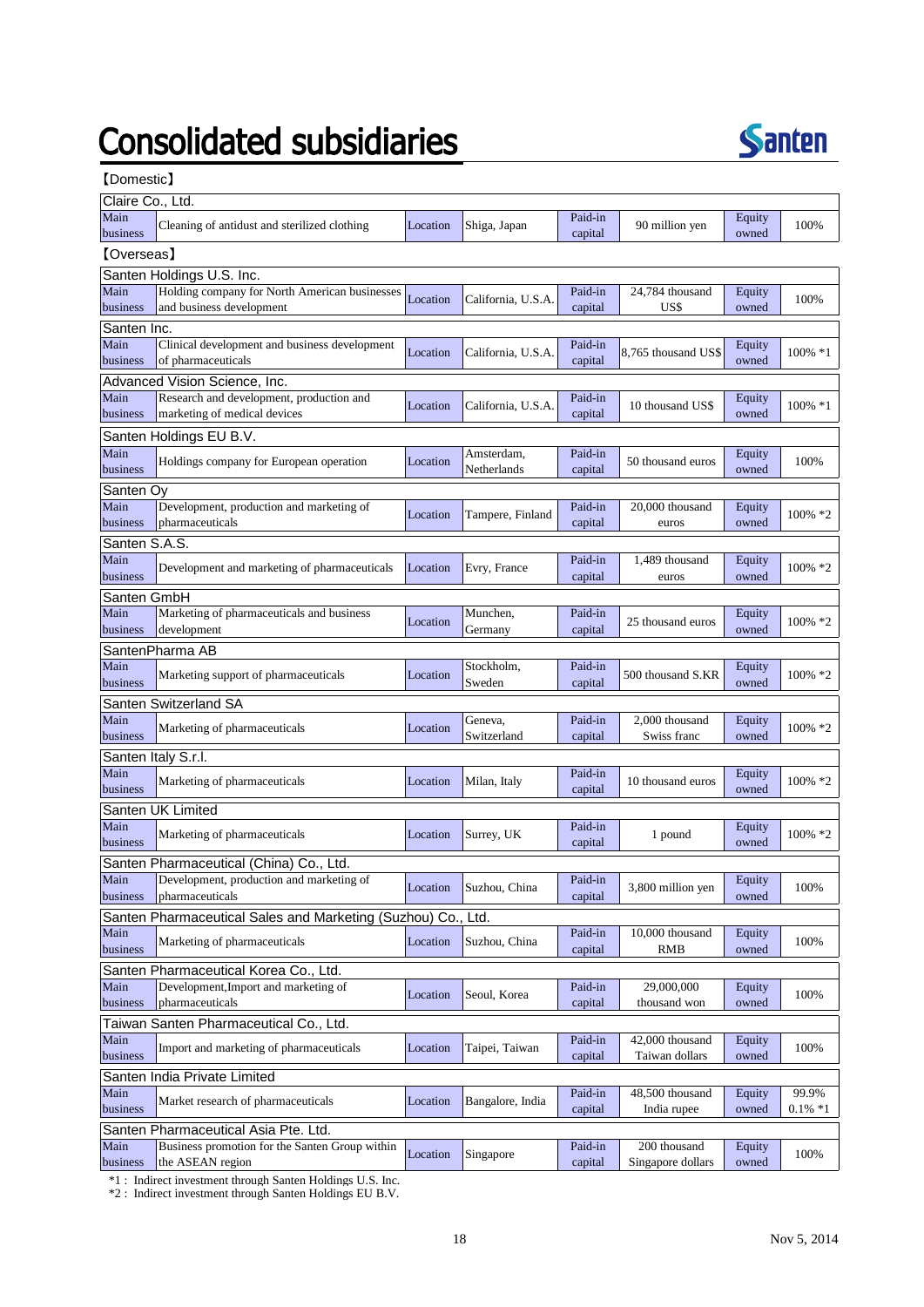# Consolidated subsidiaries

【Domestic】

| Company | Main business | Location | Paid-in capital | Equity owned |
|---|---|---|---|---|
| Claire Co., Ltd. | Cleaning of antidust and sterilized clothing | Shiga, Japan | 90 million yen | 100% |

【Overseas】

| Company | Main business | Location | Paid-in capital | Equity owned |
|---|---|---|---|---|
| Santen Holdings U.S. Inc. | Holding company for North American businesses and business development | California, U.S.A. | 24,784 thousand US$ | 100% |
| Santen Inc. | Clinical development and business development of pharmaceuticals | California, U.S.A. | 8,765 thousand US$ | 100% *1 |
| Advanced Vision Science, Inc. | Research and development, production and marketing of medical devices | California, U.S.A. | 10 thousand US$ | 100% *1 |
| Santen Holdings EU B.V. | Holdings company for European operation | Amsterdam, Netherlands | 50 thousand euros | 100% |
| Santen Oy | Development, production and marketing of pharmaceuticals | Tampere, Finland | 20,000 thousand euros | 100% *2 |
| Santen S.A.S. | Development and marketing of pharmaceuticals | Evry, France | 1,489 thousand euros | 100% *2 |
| Santen GmbH | Marketing of pharmaceuticals and business development | Munchen, Germany | 25 thousand euros | 100% *2 |
| SantenPharma AB | Marketing support of pharmaceuticals | Stockholm, Sweden | 500 thousand S.KR | 100% *2 |
| Santen Switzerland SA | Marketing of pharmaceuticals | Geneva, Switzerland | 2,000 thousand Swiss franc | 100% *2 |
| Santen Italy S.r.l. | Marketing of pharmaceuticals | Milan, Italy | 10 thousand euros | 100% *2 |
| Santen UK Limited | Marketing of pharmaceuticals | Surrey, UK | 1 pound | 100% *2 |
| Santen Pharmaceutical (China) Co., Ltd. | Development, production and marketing of pharmaceuticals | Suzhou, China | 3,800 million yen | 100% |
| Santen Pharmaceutical Sales and Marketing (Suzhou) Co., Ltd. | Marketing of pharmaceuticals | Suzhou, China | 10,000 thousand RMB | 100% |
| Santen Pharmaceutical Korea Co., Ltd. | Development,Import and marketing of pharmaceuticals | Seoul, Korea | 29,000,000 thousand won | 100% |
| Taiwan Santen Pharmaceutical Co., Ltd. | Import and marketing of pharmaceuticals | Taipei, Taiwan | 42,000 thousand Taiwan dollars | 100% |
| Santen India Private Limited | Market research of pharmaceuticals | Bangalore, India | 48,500 thousand India rupee | 99.9% 0.1% *1 |
| Santen Pharmaceutical Asia Pte. Ltd. | Business promotion for the Santen Group within the ASEAN region | Singapore | 200 thousand Singapore dollars | 100% |

*1 : Indirect investment through Santen Holdings U.S. Inc.
*2 : Indirect investment through Santen Holdings EU B.V.

Nov 5, 2014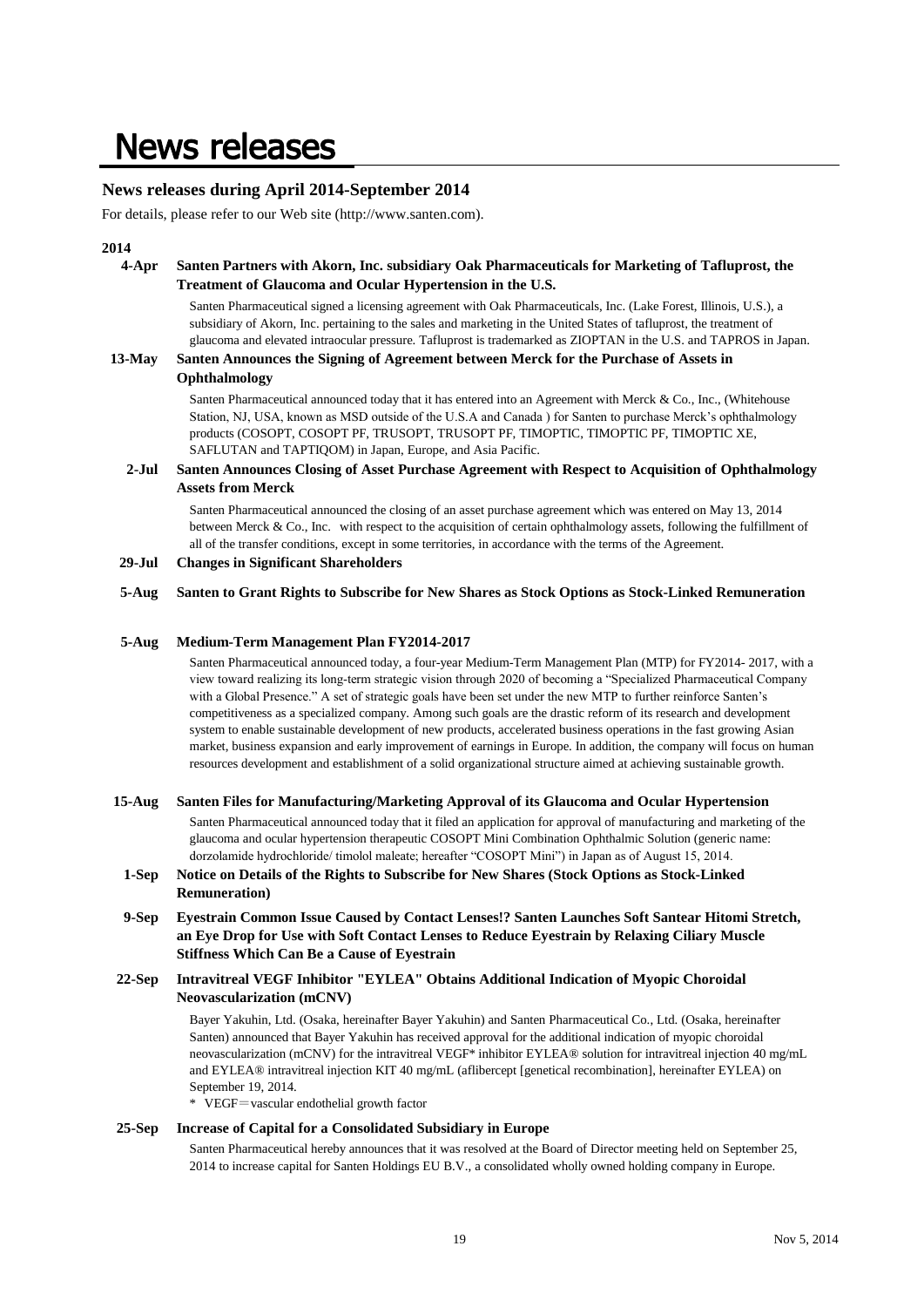# News releases

## News releases during April 2014-September 2014

For details, please refer to our Web site (http://www.santen.com).

**2014**

**4-Apr Santen Partners with Akorn, Inc. subsidiary Oak Pharmaceuticals for Marketing of Tafluprost, the Treatment of Glaucoma and Ocular Hypertension in the U.S.**

Santen Pharmaceutical signed a licensing agreement with Oak Pharmaceuticals, Inc. (Lake Forest, Illinois, U.S.), a subsidiary of Akorn, Inc. pertaining to the sales and marketing in the United States of tafluprost, the treatment of glaucoma and elevated intraocular pressure. Tafluprost is trademarked as ZIOPTAN in the U.S. and TAPROS in Japan.

**13-May Santen Announces the Signing of Agreement between Merck for the Purchase of Assets in Ophthalmology**

Santen Pharmaceutical announced today that it has entered into an Agreement with Merck & Co., Inc., (Whitehouse Station, NJ, USA, known as MSD outside of the U.S.A and Canada ) for Santen to purchase Merck's ophthalmology products (COSOPT, COSOPT PF, TRUSOPT, TRUSOPT PF, TIMOPTIC, TIMOPTIC PF, TIMOPTIC XE, SAFLUTAN and TAPTIQOM) in Japan, Europe, and Asia Pacific.

**2-Jul Santen Announces Closing of Asset Purchase Agreement with Respect to Acquisition of Ophthalmology Assets from Merck**

Santen Pharmaceutical announced the closing of an asset purchase agreement which was entered on May 13, 2014 between Merck & Co., Inc. with respect to the acquisition of certain ophthalmology assets, following the fulfillment of all of the transfer conditions, except in some territories, in accordance with the terms of the Agreement.

**29-Jul Changes in Significant Shareholders**

**5-Aug Santen to Grant Rights to Subscribe for New Shares as Stock Options as Stock-Linked Remuneration**

**5-Aug Medium-Term Management Plan FY2014-2017**

Santen Pharmaceutical announced today, a four-year Medium-Term Management Plan (MTP) for FY2014- 2017, with a view toward realizing its long-term strategic vision through 2020 of becoming a "Specialized Pharmaceutical Company with a Global Presence." A set of strategic goals have been set under the new MTP to further reinforce Santen's competitiveness as a specialized company. Among such goals are the drastic reform of its research and development system to enable sustainable development of new products, accelerated business operations in the fast growing Asian market, business expansion and early improvement of earnings in Europe. In addition, the company will focus on human resources development and establishment of a solid organizational structure aimed at achieving sustainable growth.

**15-Aug Santen Files for Manufacturing/Marketing Approval of its Glaucoma and Ocular Hypertension**

Santen Pharmaceutical announced today that it filed an application for approval of manufacturing and marketing of the glaucoma and ocular hypertension therapeutic COSOPT Mini Combination Ophthalmic Solution (generic name: dorzolamide hydrochloride/ timolol maleate; hereafter "COSOPT Mini") in Japan as of August 15, 2014.

**1-Sep Notice on Details of the Rights to Subscribe for New Shares (Stock Options as Stock-Linked Remuneration)**

**9-Sep Eyestrain Common Issue Caused by Contact Lenses!? Santen Launches Soft Santear Hitomi Stretch, an Eye Drop for Use with Soft Contact Lenses to Reduce Eyestrain by Relaxing Ciliary Muscle Stiffness Which Can Be a Cause of Eyestrain**

**22-Sep Intravitreal VEGF Inhibitor "EYLEA" Obtains Additional Indication of Myopic Choroidal Neovascularization (mCNV)**

Bayer Yakuhin, Ltd. (Osaka, hereinafter Bayer Yakuhin) and Santen Pharmaceutical Co., Ltd. (Osaka, hereinafter Santen) announced that Bayer Yakuhin has received approval for the additional indication of myopic choroidal neovascularization (mCNV) for the intravitreal VEGF* inhibitor EYLEA® solution for intravitreal injection 40 mg/mL and EYLEA® intravitreal injection KIT 40 mg/mL (aflibercept [genetical recombination], hereinafter EYLEA) on September 19, 2014.

\* VEGF＝vascular endothelial growth factor

**25-Sep Increase of Capital for a Consolidated Subsidiary in Europe**

Santen Pharmaceutical hereby announces that it was resolved at the Board of Director meeting held on September 25, 2014 to increase capital for Santen Holdings EU B.V., a consolidated wholly owned holding company in Europe.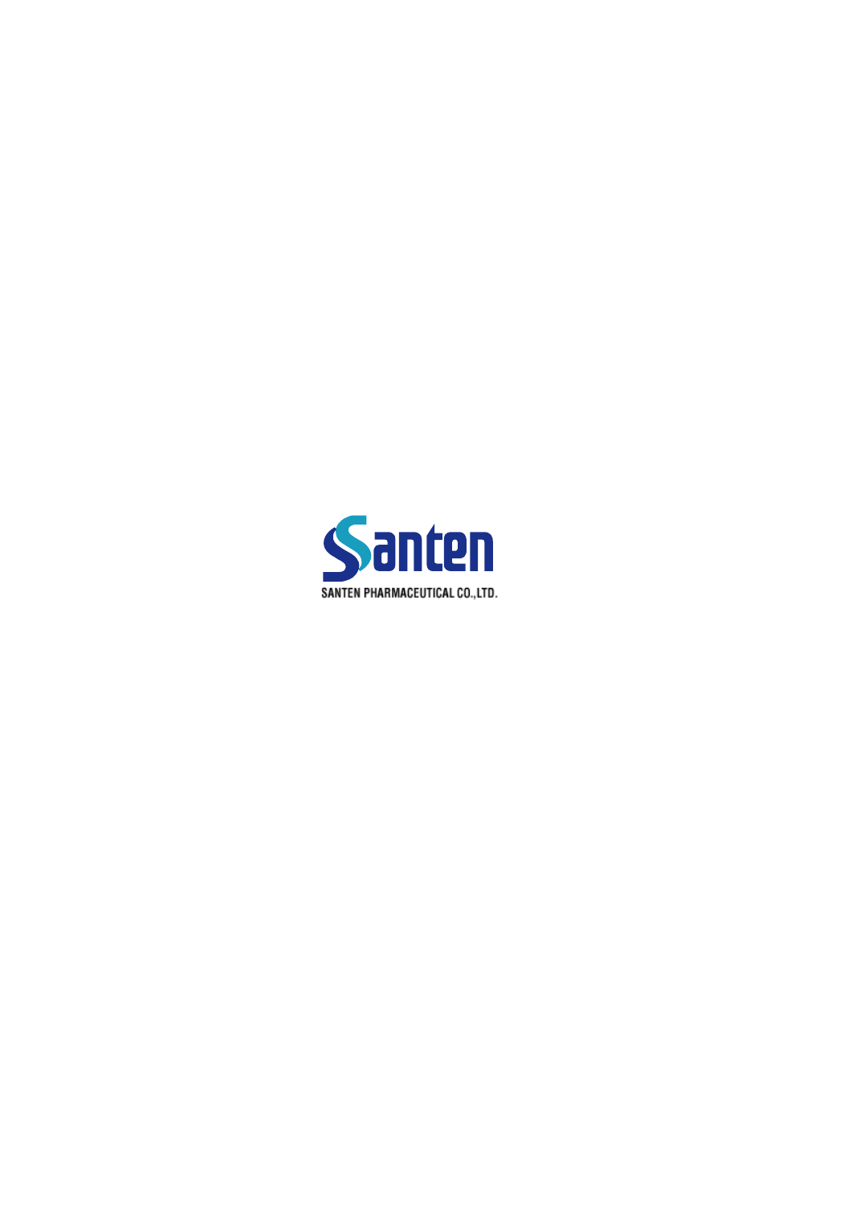Santen

SANTEN PHARMACEUTICAL CO.,LTD.